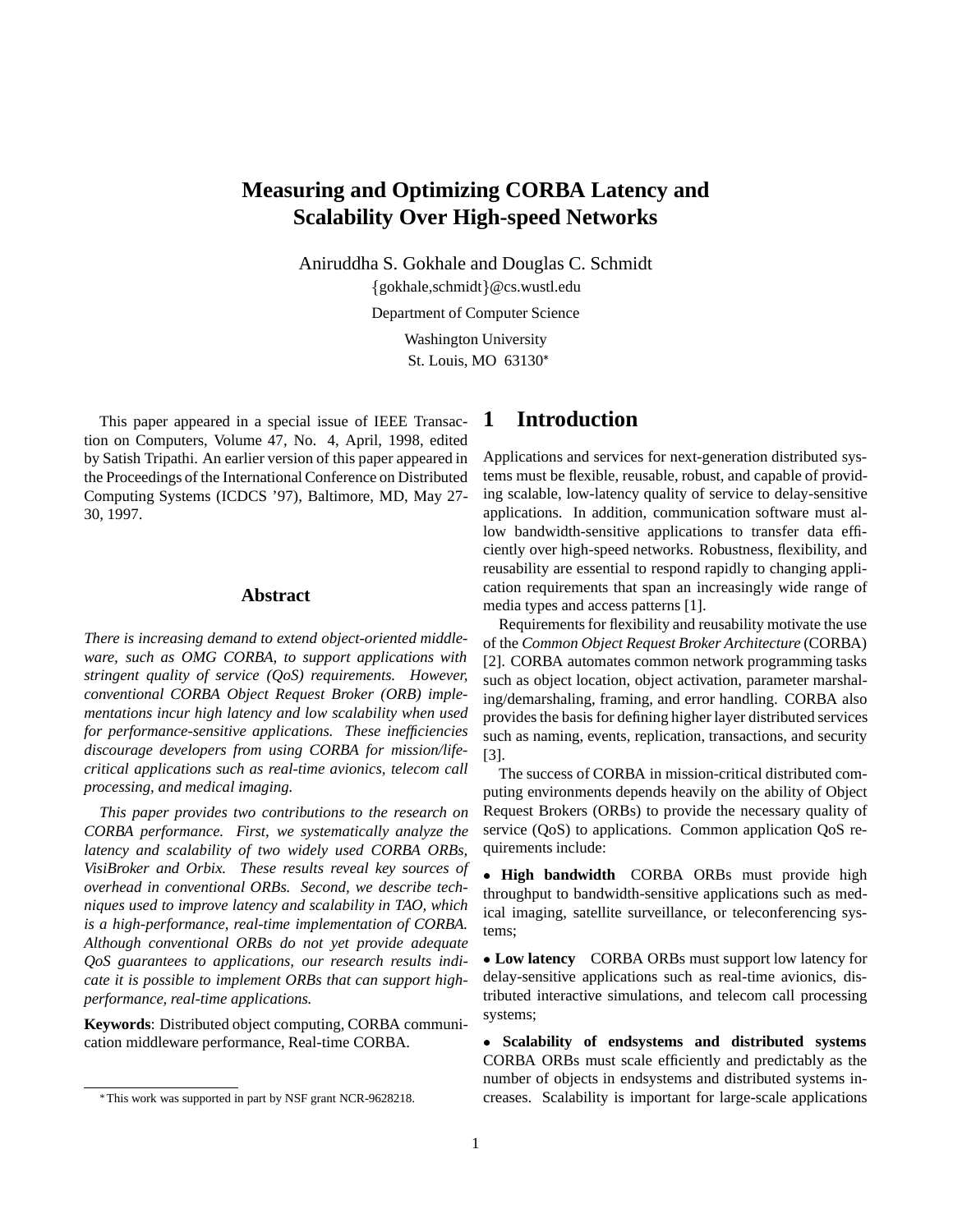# Measuring and Optimizing CORBA Latency and Scalability Over High-speed Networks

Aniruddha S. Gokhale and Douglas C. Schmidt
{gokhale,schmidt}@cs.wustl.edu
Department of Computer Science
Washington University
St. Louis, MO 63130*

This paper appeared in a special issue of IEEE Transaction on Computers, Volume 47, No. 4, April, 1998, edited by Satish Tripathi. An earlier version of this paper appeared in the Proceedings of the International Conference on Distributed Computing Systems (ICDCS '97), Baltimore, MD, May 27-30, 1997.

## Abstract

*There is increasing demand to extend object-oriented middleware, such as OMG CORBA, to support applications with stringent quality of service (QoS) requirements. However, conventional CORBA Object Request Broker (ORB) implementations incur high latency and low scalability when used for performance-sensitive applications. These inefficiencies discourage developers from using CORBA for mission/life-critical applications such as real-time avionics, telecom call processing, and medical imaging.*

*This paper provides two contributions to the research on CORBA performance. First, we systematically analyze the latency and scalability of two widely used CORBA ORBs, VisiBroker and Orbix. These results reveal key sources of overhead in conventional ORBs. Second, we describe techniques used to improve latency and scalability in TAO, which is a high-performance, real-time implementation of CORBA. Although conventional ORBs do not yet provide adequate QoS guarantees to applications, our research results indicate it is possible to implement ORBs that can support high-performance, real-time applications.*

**Keywords**: Distributed object computing, CORBA communication middleware performance, Real-time CORBA.

*This work was supported in part by NSF grant NCR-9628218.

## 1 Introduction

Applications and services for next-generation distributed systems must be flexible, reusable, robust, and capable of providing scalable, low-latency quality of service to delay-sensitive applications. In addition, communication software must allow bandwidth-sensitive applications to transfer data efficiently over high-speed networks. Robustness, flexibility, and reusability are essential to respond rapidly to changing application requirements that span an increasingly wide range of media types and access patterns [1].

Requirements for flexibility and reusability motivate the use of the *Common Object Request Broker Architecture* (CORBA) [2]. CORBA automates common network programming tasks such as object location, object activation, parameter marshaling/demarshaling, framing, and error handling. CORBA also provides the basis for defining higher layer distributed services such as naming, events, replication, transactions, and security [3].

The success of CORBA in mission-critical distributed computing environments depends heavily on the ability of Object Request Brokers (ORBs) to provide the necessary quality of service (QoS) to applications. Common application QoS requirements include:

- **High bandwidth** CORBA ORBs must provide high throughput to bandwidth-sensitive applications such as medical imaging, satellite surveillance, or teleconferencing systems;

- **Low latency** CORBA ORBs must support low latency for delay-sensitive applications such as real-time avionics, distributed interactive simulations, and telecom call processing systems;

- **Scalability of endsystems and distributed systems** CORBA ORBs must scale efficiently and predictably as the number of objects in endsystems and distributed systems increases. Scalability is important for large-scale applications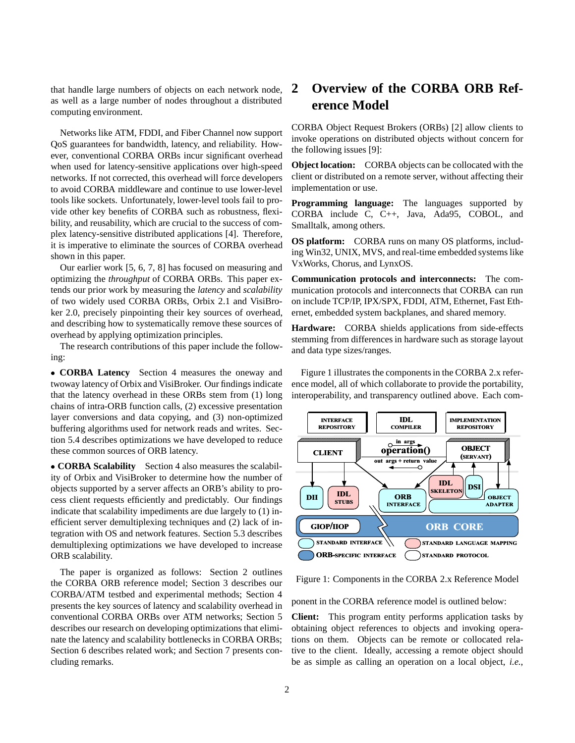that handle large numbers of objects on each network node, as well as a large number of nodes throughout a distributed computing environment.

Networks like ATM, FDDI, and Fiber Channel now support QoS guarantees for bandwidth, latency, and reliability. However, conventional CORBA ORBs incur significant overhead when used for latency-sensitive applications over high-speed networks. If not corrected, this overhead will force developers to avoid CORBA middleware and continue to use lower-level tools like sockets. Unfortunately, lower-level tools fail to provide other key benefits of CORBA such as robustness, flexibility, and reusability, which are crucial to the success of complex latency-sensitive distributed applications [4]. Therefore, it is imperative to eliminate the sources of CORBA overhead shown in this paper.

Our earlier work [5, 6, 7, 8] has focused on measuring and optimizing the *throughput* of CORBA ORBs. This paper extends our prior work by measuring the *latency* and *scalability* of two widely used CORBA ORBs, Orbix 2.1 and VisiBroker 2.0, precisely pinpointing their key sources of overhead, and describing how to systematically remove these sources of overhead by applying optimization principles.

The research contributions of this paper include the following:

- **CORBA Latency** Section 4 measures the oneway and twoway latency of Orbix and VisiBroker. Our findings indicate that the latency overhead in these ORBs stem from (1) long chains of intra-ORB function calls, (2) excessive presentation layer conversions and data copying, and (3) non-optimized buffering algorithms used for network reads and writes. Section 5.4 describes optimizations we have developed to reduce these common sources of ORB latency.

- **CORBA Scalability** Section 4 also measures the scalability of Orbix and VisiBroker to determine how the number of objects supported by a server affects an ORB's ability to process client requests efficiently and predictably. Our findings indicate that scalability impediments are due largely to (1) inefficient server demultiplexing techniques and (2) lack of integration with OS and network features. Section 5.3 describes demultiplexing optimizations we have developed to increase ORB scalability.

The paper is organized as follows: Section 2 outlines the CORBA ORB reference model; Section 3 describes our CORBA/ATM testbed and experimental methods; Section 4 presents the key sources of latency and scalability overhead in conventional CORBA ORBs over ATM networks; Section 5 describes our research on developing optimizations that eliminate the latency and scalability bottlenecks in CORBA ORBs; Section 6 describes related work; and Section 7 presents concluding remarks.

## 2 Overview of the CORBA ORB Reference Model

CORBA Object Request Brokers (ORBs) [2] allow clients to invoke operations on distributed objects without concern for the following issues [9]:

**Object location:** CORBA objects can be collocated with the client or distributed on a remote server, without affecting their implementation or use.

**Programming language:** The languages supported by CORBA include C, C++, Java, Ada95, COBOL, and Smalltalk, among others.

**OS platform:** CORBA runs on many OS platforms, including Win32, UNIX, MVS, and real-time embedded systems like VxWorks, Chorus, and LynxOS.

**Communication protocols and interconnects:** The communication protocols and interconnects that CORBA can run on include TCP/IP, IPX/SPX, FDDI, ATM, Ethernet, Fast Ethernet, embedded system backplanes, and shared memory.

**Hardware:** CORBA shields applications from side-effects stemming from differences in hardware such as storage layout and data type sizes/ranges.

Figure 1 illustrates the components in the CORBA 2.x reference model, all of which collaborate to provide the portability, interoperability, and transparency outlined above. Each component in the CORBA reference model is outlined below:

Figure 1: Components in the CORBA 2.x Reference Model

**Client:** This program entity performs application tasks by obtaining object references to objects and invoking operations on them. Objects can be remote or collocated relative to the client. Ideally, accessing a remote object should be as simple as calling an operation on a local object, *i.e.*,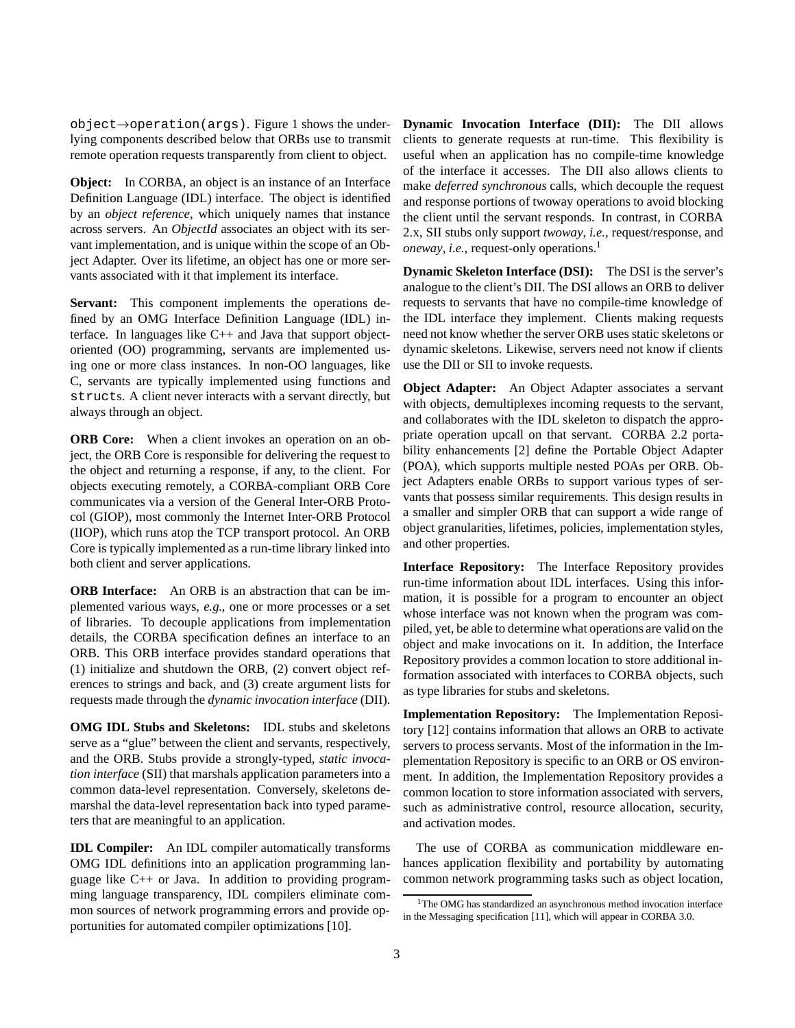`object→operation(args)`. Figure 1 shows the underlying components described below that ORBs use to transmit remote operation requests transparently from client to object.

**Object:** In CORBA, an object is an instance of an Interface Definition Language (IDL) interface. The object is identified by an *object reference*, which uniquely names that instance across servers. An *ObjectId* associates an object with its servant implementation, and is unique within the scope of an Object Adapter. Over its lifetime, an object has one or more servants associated with it that implement its interface.

**Servant:** This component implements the operations defined by an OMG Interface Definition Language (IDL) interface. In languages like C++ and Java that support object-oriented (OO) programming, servants are implemented using one or more class instances. In non-OO languages, like C, servants are typically implemented using functions and `struct`s. A client never interacts with a servant directly, but always through an object.

**ORB Core:** When a client invokes an operation on an object, the ORB Core is responsible for delivering the request to the object and returning a response, if any, to the client. For objects executing remotely, a CORBA-compliant ORB Core communicates via a version of the General Inter-ORB Protocol (GIOP), most commonly the Internet Inter-ORB Protocol (IIOP), which runs atop the TCP transport protocol. An ORB Core is typically implemented as a run-time library linked into both client and server applications.

**ORB Interface:** An ORB is an abstraction that can be implemented various ways, *e.g.*, one or more processes or a set of libraries. To decouple applications from implementation details, the CORBA specification defines an interface to an ORB. This ORB interface provides standard operations that (1) initialize and shutdown the ORB, (2) convert object references to strings and back, and (3) create argument lists for requests made through the *dynamic invocation interface* (DII).

**OMG IDL Stubs and Skeletons:** IDL stubs and skeletons serve as a "glue" between the client and servants, respectively, and the ORB. Stubs provide a strongly-typed, *static invocation interface* (SII) that marshals application parameters into a common data-level representation. Conversely, skeletons demarshal the data-level representation back into typed parameters that are meaningful to an application.

**IDL Compiler:** An IDL compiler automatically transforms OMG IDL definitions into an application programming language like C++ or Java. In addition to providing programming language transparency, IDL compilers eliminate common sources of network programming errors and provide opportunities for automated compiler optimizations [10].

**Dynamic Invocation Interface (DII):** The DII allows clients to generate requests at run-time. This flexibility is useful when an application has no compile-time knowledge of the interface it accesses. The DII also allows clients to make *deferred synchronous* calls, which decouple the request and response portions of twoway operations to avoid blocking the client until the servant responds. In contrast, in CORBA 2.x, SII stubs only support *twoway*, *i.e.*, request/response, and *oneway*, *i.e.*, request-only operations.[1]

**Dynamic Skeleton Interface (DSI):** The DSI is the server's analogue to the client's DII. The DSI allows an ORB to deliver requests to servants that have no compile-time knowledge of the IDL interface they implement. Clients making requests need not know whether the server ORB uses static skeletons or dynamic skeletons. Likewise, servers need not know if clients use the DII or SII to invoke requests.

**Object Adapter:** An Object Adapter associates a servant with objects, demultiplexes incoming requests to the servant, and collaborates with the IDL skeleton to dispatch the appropriate operation upcall on that servant. CORBA 2.2 portability enhancements [2] define the Portable Object Adapter (POA), which supports multiple nested POAs per ORB. Object Adapters enable ORBs to support various types of servants that possess similar requirements. This design results in a smaller and simpler ORB that can support a wide range of object granularities, lifetimes, policies, implementation styles, and other properties.

**Interface Repository:** The Interface Repository provides run-time information about IDL interfaces. Using this information, it is possible for a program to encounter an object whose interface was not known when the program was compiled, yet, be able to determine what operations are valid on the object and make invocations on it. In addition, the Interface Repository provides a common location to store additional information associated with interfaces to CORBA objects, such as type libraries for stubs and skeletons.

**Implementation Repository:** The Implementation Repository [12] contains information that allows an ORB to activate servers to process servants. Most of the information in the Implementation Repository is specific to an ORB or OS environment. In addition, the Implementation Repository provides a common location to store information associated with servers, such as administrative control, resource allocation, security, and activation modes.

The use of CORBA as communication middleware enhances application flexibility and portability by automating common network programming tasks such as object location,

[1] The OMG has standardized an asynchronous method invocation interface in the Messaging specification [11], which will appear in CORBA 3.0.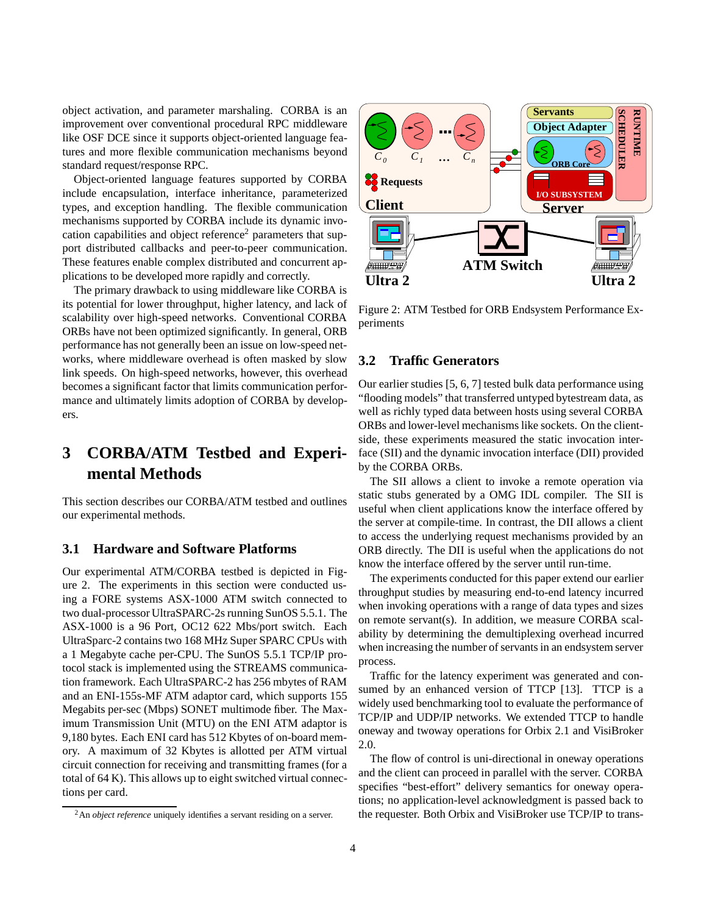object activation, and parameter marshaling. CORBA is an improvement over conventional procedural RPC middleware like OSF DCE since it supports object-oriented language features and more flexible communication mechanisms beyond standard request/response RPC.

Object-oriented language features supported by CORBA include encapsulation, interface inheritance, parameterized types, and exception handling. The flexible communication mechanisms supported by CORBA include its dynamic invocation capabilities and object reference[2] parameters that support distributed callbacks and peer-to-peer communication. These features enable complex distributed and concurrent applications to be developed more rapidly and correctly.

The primary drawback to using middleware like CORBA is its potential for lower throughput, higher latency, and lack of scalability over high-speed networks. Conventional CORBA ORBs have not been optimized significantly. In general, ORB performance has not generally been an issue on low-speed networks, where middleware overhead is often masked by slow link speeds. On high-speed networks, however, this overhead becomes a significant factor that limits communication performance and ultimately limits adoption of CORBA by developers.

# 3 CORBA/ATM Testbed and Experimental Methods

This section describes our CORBA/ATM testbed and outlines our experimental methods.

## 3.1 Hardware and Software Platforms

Our experimental ATM/CORBA testbed is depicted in Figure 2. The experiments in this section were conducted using a FORE systems ASX-1000 ATM switch connected to two dual-processor UltraSPARC-2s running SunOS 5.5.1. The ASX-1000 is a 96 Port, OC12 622 Mbs/port switch. Each UltraSparc-2 contains two 168 MHz Super SPARC CPUs with a 1 Megabyte cache per-CPU. The SunOS 5.5.1 TCP/IP protocol stack is implemented using the STREAMS communication framework. Each UltraSPARC-2 has 256 mbytes of RAM and an ENI-155s-MF ATM adaptor card, which supports 155 Megabits per-sec (Mbps) SONET multimode fiber. The Maximum Transmission Unit (MTU) on the ENI ATM adaptor is 9,180 bytes. Each ENI card has 512 Kbytes of on-board memory. A maximum of 32 Kbytes is allotted per ATM virtual circuit connection for receiving and transmitting frames (for a total of 64 K). This allows up to eight switched virtual connections per card.

[2] An *object reference* uniquely identifies a servant residing on a server.

Figure 2: ATM Testbed for ORB Endsystem Performance Experiments

## 3.2 Traffic Generators

Our earlier studies [5, 6, 7] tested bulk data performance using "flooding models" that transferred untyped bytestream data, as well as richly typed data between hosts using several CORBA ORBs and lower-level mechanisms like sockets. On the client-side, these experiments measured the static invocation interface (SII) and the dynamic invocation interface (DII) provided by the CORBA ORBs.

The SII allows a client to invoke a remote operation via static stubs generated by a OMG IDL compiler. The SII is useful when client applications know the interface offered by the server at compile-time. In contrast, the DII allows a client to access the underlying request mechanisms provided by an ORB directly. The DII is useful when the applications do not know the interface offered by the server until run-time.

The experiments conducted for this paper extend our earlier throughput studies by measuring end-to-end latency incurred when invoking operations with a range of data types and sizes on remote servant(s). In addition, we measure CORBA scalability by determining the demultiplexing overhead incurred when increasing the number of servants in an endsystem server process.

Traffic for the latency experiment was generated and consumed by an enhanced version of TTCP [13]. TTCP is a widely used benchmarking tool to evaluate the performance of TCP/IP and UDP/IP networks. We extended TTCP to handle oneway and twoway operations for Orbix 2.1 and VisiBroker 2.0.

The flow of control is uni-directional in oneway operations and the client can proceed in parallel with the server. CORBA specifies "best-effort" delivery semantics for oneway operations; no application-level acknowledgment is passed back to the requester. Both Orbix and VisiBroker use TCP/IP to trans-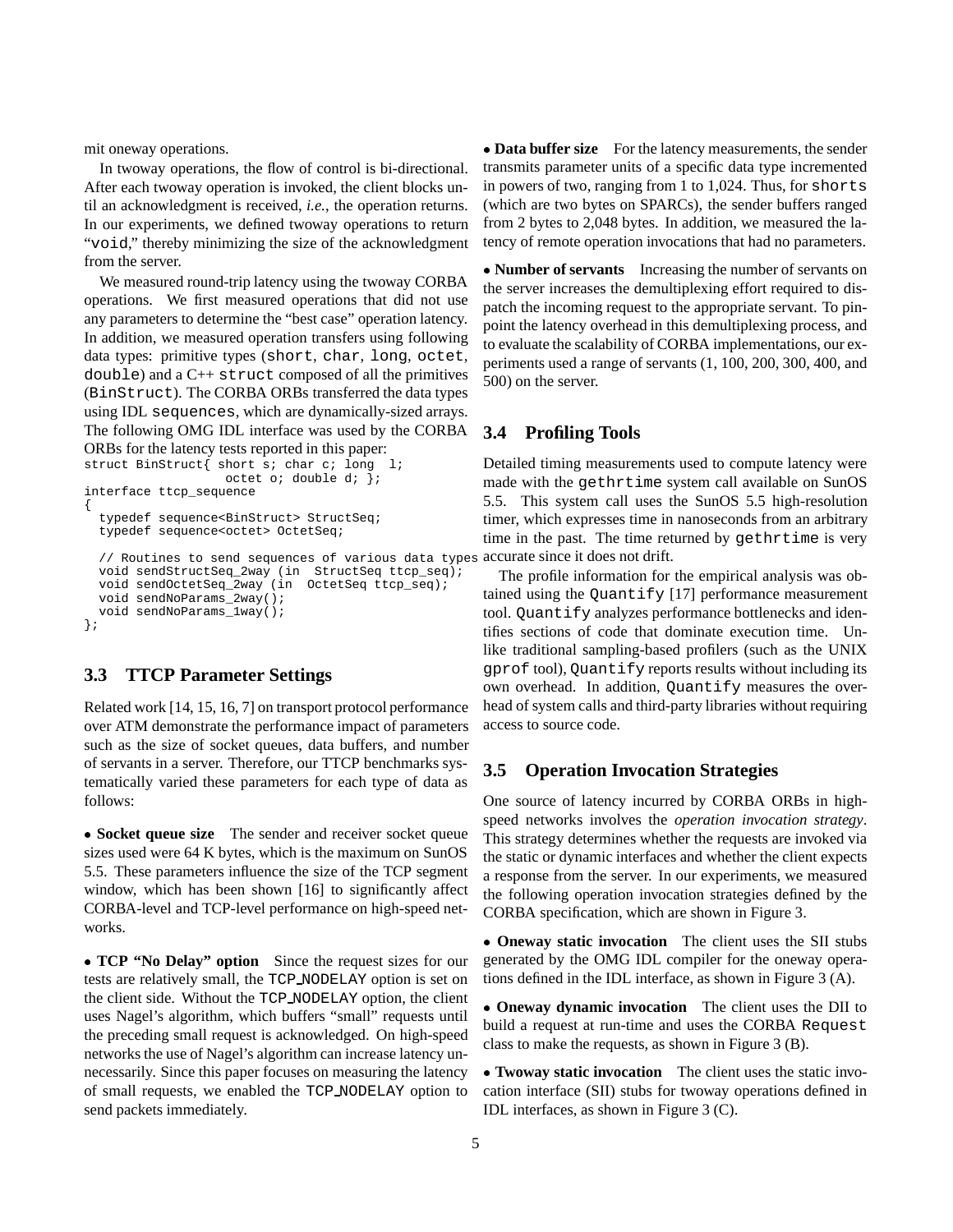mit oneway operations.

In twoway operations, the flow of control is bi-directional. After each twoway operation is invoked, the client blocks until an acknowledgment is received, *i.e.*, the operation returns. In our experiments, we defined twoway operations to return "void," thereby minimizing the size of the acknowledgment from the server.

We measured round-trip latency using the twoway CORBA operations. We first measured operations that did not use any parameters to determine the "best case" operation latency. In addition, we measured operation transfers using following data types: primitive types (short, char, long, octet, double) and a C++ struct composed of all the primitives (BinStruct). The CORBA ORBs transferred the data types using IDL sequences, which are dynamically-sized arrays. The following OMG IDL interface was used by the CORBA ORBs for the latency tests reported in this paper:

```
struct BinStruct{ short s; char c; long  l;
                  octet o; double d; };
interface ttcp_sequence
{
  typedef sequence<BinStruct> StructSeq;
  typedef sequence<octet> OctetSeq;

  // Routines to send sequences of various data types
  void sendStructSeq_2way (in  StructSeq ttcp_seq);
  void sendOctetSeq_2way (in  OctetSeq ttcp_seq);
  void sendNoParams_2way();
  void sendNoParams_1way();
};
```

## 3.3 TTCP Parameter Settings

Related work [14, 15, 16, 7] on transport protocol performance over ATM demonstrate the performance impact of parameters such as the size of socket queues, data buffers, and number of servants in a server. Therefore, our TTCP benchmarks systematically varied these parameters for each type of data as follows:

- **Socket queue size** The sender and receiver socket queue sizes used were 64 K bytes, which is the maximum on SunOS 5.5. These parameters influence the size of the TCP segment window, which has been shown [16] to significantly affect CORBA-level and TCP-level performance on high-speed networks.

- **TCP "No Delay" option** Since the request sizes for our tests are relatively small, the TCP_NODELAY option is set on the client side. Without the TCP_NODELAY option, the client uses Nagel's algorithm, which buffers "small" requests until the preceding small request is acknowledged. On high-speed networks the use of Nagel's algorithm can increase latency unnecessarily. Since this paper focuses on measuring the latency of small requests, we enabled the TCP_NODELAY option to send packets immediately.

- **Data buffer size** For the latency measurements, the sender transmits parameter units of a specific data type incremented in powers of two, ranging from 1 to 1,024. Thus, for shorts (which are two bytes on SPARCs), the sender buffers ranged from 2 bytes to 2,048 bytes. In addition, we measured the latency of remote operation invocations that had no parameters.

- **Number of servants** Increasing the number of servants on the server increases the demultiplexing effort required to dispatch the incoming request to the appropriate servant. To pinpoint the latency overhead in this demultiplexing process, and to evaluate the scalability of CORBA implementations, our experiments used a range of servants (1, 100, 200, 300, 400, and 500) on the server.

## 3.4 Profiling Tools

Detailed timing measurements used to compute latency were made with the gethrtime system call available on SunOS 5.5. This system call uses the SunOS 5.5 high-resolution timer, which expresses time in nanoseconds from an arbitrary time in the past. The time returned by gethrtime is very accurate since it does not drift.

The profile information for the empirical analysis was obtained using the Quantify [17] performance measurement tool. Quantify analyzes performance bottlenecks and identifies sections of code that dominate execution time. Unlike traditional sampling-based profilers (such as the UNIX gprof tool), Quantify reports results without including its own overhead. In addition, Quantify measures the overhead of system calls and third-party libraries without requiring access to source code.

## 3.5 Operation Invocation Strategies

One source of latency incurred by CORBA ORBs in high-speed networks involves the *operation invocation strategy*. This strategy determines whether the requests are invoked via the static or dynamic interfaces and whether the client expects a response from the server. In our experiments, we measured the following operation invocation strategies defined by the CORBA specification, which are shown in Figure 3.

- **Oneway static invocation** The client uses the SII stubs generated by the OMG IDL compiler for the oneway operations defined in the IDL interface, as shown in Figure 3 (A).

- **Oneway dynamic invocation** The client uses the DII to build a request at run-time and uses the CORBA Request class to make the requests, as shown in Figure 3 (B).

- **Twoway static invocation** The client uses the static invocation interface (SII) stubs for twoway operations defined in IDL interfaces, as shown in Figure 3 (C).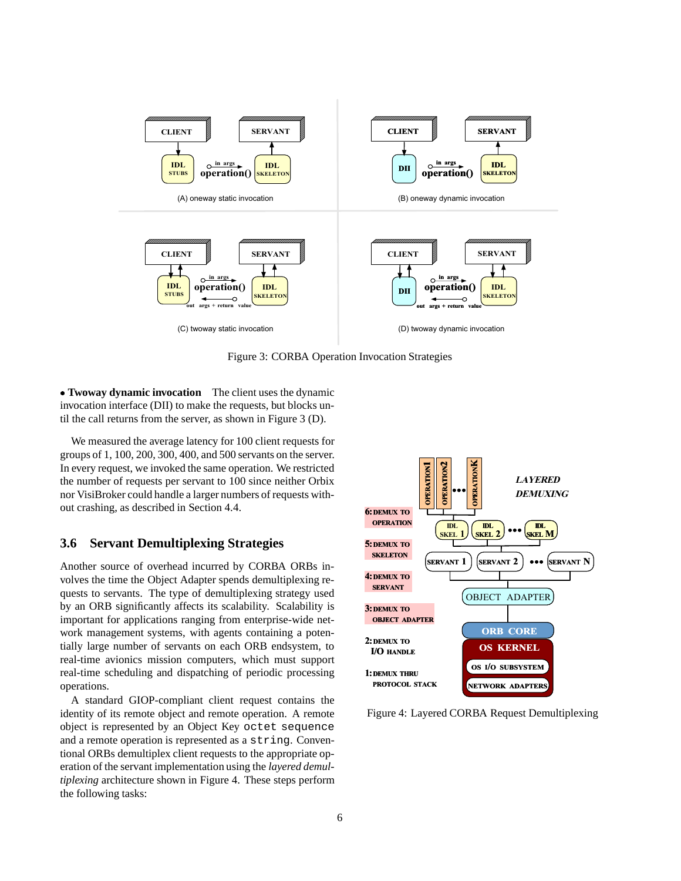Figure 3: CORBA Operation Invocation Strategies

- **Twoway dynamic invocation** The client uses the dynamic invocation interface (DII) to make the requests, but blocks until the call returns from the server, as shown in Figure 3 (D).

We measured the average latency for 100 client requests for groups of 1, 100, 200, 300, 400, and 500 servants on the server. In every request, we invoked the same operation. We restricted the number of requests per servant to 100 since neither Orbix nor VisiBroker could handle a larger numbers of requests without crashing, as described in Section 4.4.

## 3.6 Servant Demultiplexing Strategies

Another source of overhead incurred by CORBA ORBs involves the time the Object Adapter spends demultiplexing requests to servants. The type of demultiplexing strategy used by an ORB significantly affects its scalability. Scalability is important for applications ranging from enterprise-wide network management systems, with agents containing a potentially large number of servants on each ORB endsystem, to real-time avionics mission computers, which must support real-time scheduling and dispatching of periodic processing operations.

A standard GIOP-compliant client request contains the identity of its remote object and remote operation. A remote object is represented by an Object Key `octet sequence` and a remote operation is represented as a `string`. Conventional ORBs demultiplex client requests to the appropriate operation of the servant implementation using the *layered demultiplexing* architecture shown in Figure 4. These steps perform the following tasks:

Figure 4: Layered CORBA Request Demultiplexing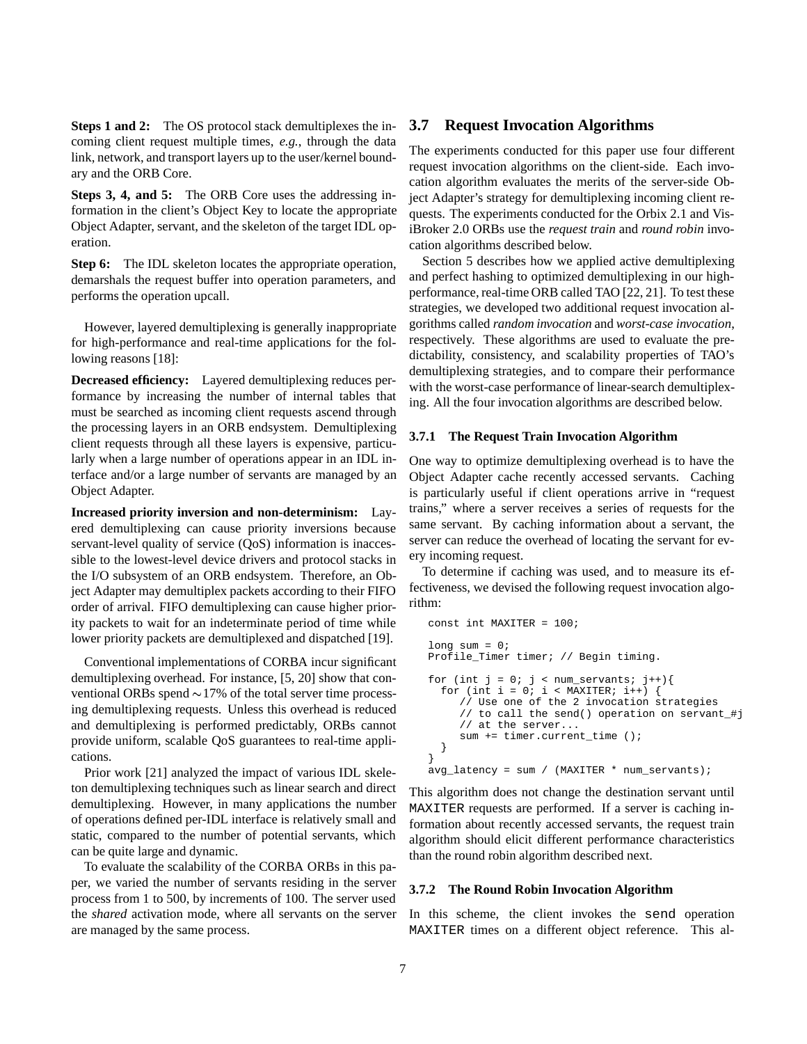**Steps 1 and 2:** The OS protocol stack demultiplexes the incoming client request multiple times, *e.g.*, through the data link, network, and transport layers up to the user/kernel boundary and the ORB Core.

**Steps 3, 4, and 5:** The ORB Core uses the addressing information in the client's Object Key to locate the appropriate Object Adapter, servant, and the skeleton of the target IDL operation.

**Step 6:** The IDL skeleton locates the appropriate operation, demarshals the request buffer into operation parameters, and performs the operation upcall.

However, layered demultiplexing is generally inappropriate for high-performance and real-time applications for the following reasons [18]:

**Decreased efficiency:** Layered demultiplexing reduces performance by increasing the number of internal tables that must be searched as incoming client requests ascend through the processing layers in an ORB endsystem. Demultiplexing client requests through all these layers is expensive, particularly when a large number of operations appear in an IDL interface and/or a large number of servants are managed by an Object Adapter.

**Increased priority inversion and non-determinism:** Layered demultiplexing can cause priority inversions because servant-level quality of service (QoS) information is inaccessible to the lowest-level device drivers and protocol stacks in the I/O subsystem of an ORB endsystem. Therefore, an Object Adapter may demultiplex packets according to their FIFO order of arrival. FIFO demultiplexing can cause higher priority packets to wait for an indeterminate period of time while lower priority packets are demultiplexed and dispatched [19].

Conventional implementations of CORBA incur significant demultiplexing overhead. For instance, [5, 20] show that conventional ORBs spend $\sim$17% of the total server time processing demultiplexing requests. Unless this overhead is reduced and demultiplexing is performed predictably, ORBs cannot provide uniform, scalable QoS guarantees to real-time applications.

Prior work [21] analyzed the impact of various IDL skeleton demultiplexing techniques such as linear search and direct demultiplexing. However, in many applications the number of operations defined per-IDL interface is relatively small and static, compared to the number of potential servants, which can be quite large and dynamic.

To evaluate the scalability of the CORBA ORBs in this paper, we varied the number of servants residing in the server process from 1 to 500, by increments of 100. The server used the *shared* activation mode, where all servants on the server are managed by the same process.

## 3.7 Request Invocation Algorithms

The experiments conducted for this paper use four different request invocation algorithms on the client-side. Each invocation algorithm evaluates the merits of the server-side Object Adapter's strategy for demultiplexing incoming client requests. The experiments conducted for the Orbix 2.1 and VisiBroker 2.0 ORBs use the *request train* and *round robin* invocation algorithms described below.

Section 5 describes how we applied active demultiplexing and perfect hashing to optimized demultiplexing in our high-performance, real-time ORB called TAO [22, 21]. To test these strategies, we developed two additional request invocation algorithms called *random invocation* and *worst-case invocation*, respectively. These algorithms are used to evaluate the predictability, consistency, and scalability properties of TAO's demultiplexing strategies, and to compare their performance with the worst-case performance of linear-search demultiplexing. All the four invocation algorithms are described below.

### 3.7.1 The Request Train Invocation Algorithm

One way to optimize demultiplexing overhead is to have the Object Adapter cache recently accessed servants. Caching is particularly useful if client operations arrive in "request trains," where a server receives a series of requests for the same servant. By caching information about a servant, the server can reduce the overhead of locating the servant for every incoming request.

To determine if caching was used, and to measure its effectiveness, we devised the following request invocation algorithm:

```
const int MAXITER = 100;

long sum = 0;
Profile_Timer timer; // Begin timing.

for (int j = 0; j < num_servants; j++){
  for (int i = 0; i < MAXITER; i++) {
     // Use one of the 2 invocation strategies
     // to call the send() operation on servant_#j
     // at the server...
     sum += timer.current_time ();
  }
}
avg_latency = sum / (MAXITER * num_servants);
```

This algorithm does not change the destination servant until `MAXITER` requests are performed. If a server is caching information about recently accessed servants, the request train algorithm should elicit different performance characteristics than the round robin algorithm described next.

### 3.7.2 The Round Robin Invocation Algorithm

In this scheme, the client invokes the `send` operation `MAXITER` times on a different object reference. This al-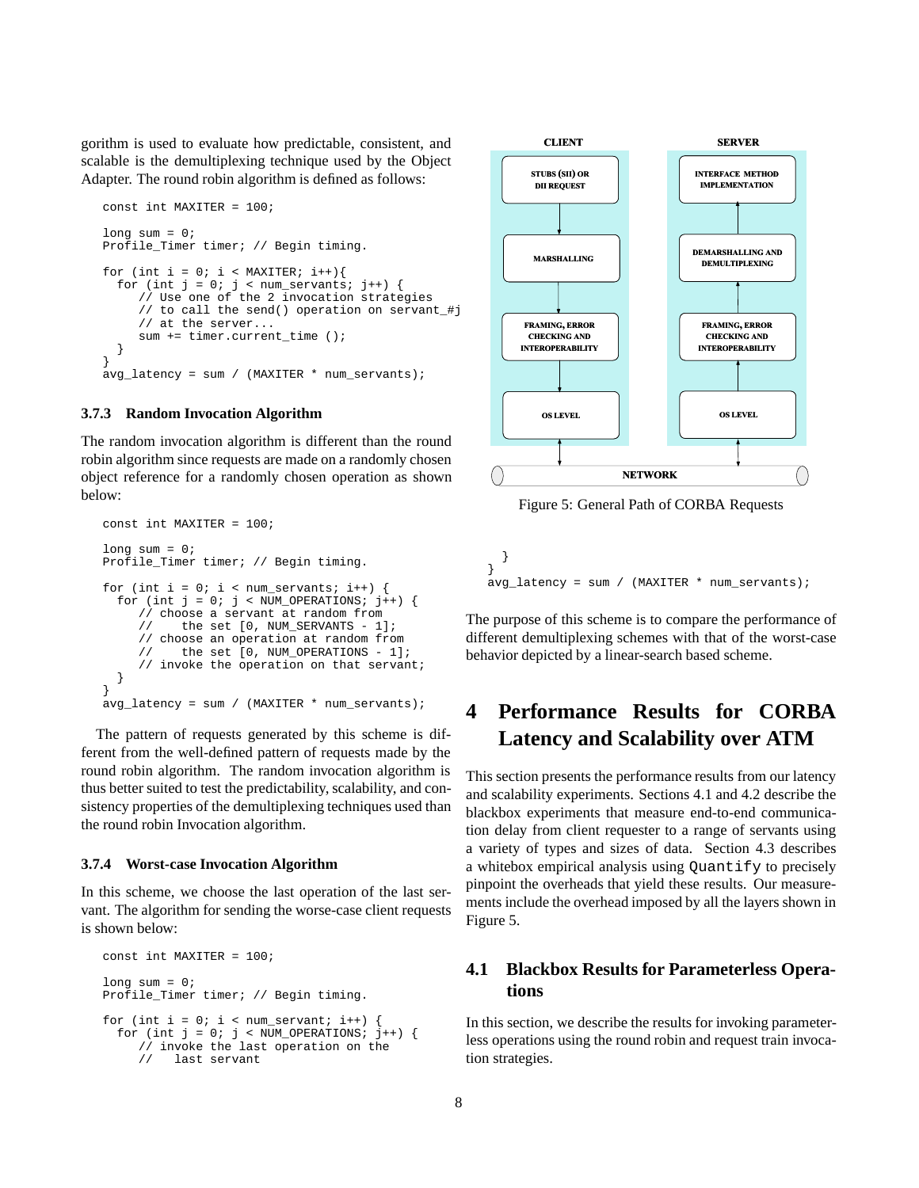gorithm is used to evaluate how predictable, consistent, and scalable is the demultiplexing technique used by the Object Adapter. The round robin algorithm is defined as follows:

```
const int MAXITER = 100;

long sum = 0;
Profile_Timer timer; // Begin timing.

for (int i = 0; i < MAXITER; i++){
  for (int j = 0; j < num_servants; j++) {
     // Use one of the 2 invocation strategies
     // to call the send() operation on servant_#j
     // at the server...
     sum += timer.current_time ();
  }
}
avg_latency = sum / (MAXITER * num_servants);
```

### 3.7.3 Random Invocation Algorithm

The random invocation algorithm is different than the round robin algorithm since requests are made on a randomly chosen object reference for a randomly chosen operation as shown below:

```
const int MAXITER = 100;

long sum = 0;
Profile_Timer timer; // Begin timing.

for (int i = 0; i < num_servants; i++) {
  for (int j = 0; j < NUM_OPERATIONS; j++) {
     // choose a servant at random from
     //    the set [0, NUM_SERVANTS - 1];
     // choose an operation at random from
     //    the set [0, NUM_OPERATIONS - 1];
     // invoke the operation on that servant;
  }
}
avg_latency = sum / (MAXITER * num_servants);
```

The pattern of requests generated by this scheme is different from the well-defined pattern of requests made by the round robin algorithm. The random invocation algorithm is thus better suited to test the predictability, scalability, and consistency properties of the demultiplexing techniques used than the round robin Invocation algorithm.

### 3.7.4 Worst-case Invocation Algorithm

In this scheme, we choose the last operation of the last servant. The algorithm for sending the worse-case client requests is shown below:

```
const int MAXITER = 100;

long sum = 0;
Profile_Timer timer; // Begin timing.

for (int i = 0; i < num_servant; i++) {
  for (int j = 0; j < NUM_OPERATIONS; j++) {
     // invoke the last operation on the
     //   last servant
  }
}
avg_latency = sum / (MAXITER * num_servants);
```

CLIENT | SERVER

STUBS (SII) OR DII REQUEST | INTERFACE METHOD IMPLEMENTATION

MARSHALLING | DEMARSHALLING AND DEMULTIPLEXING

FRAMING, ERROR CHECKING AND INTEROPERABILITY | FRAMING, ERROR CHECKING AND INTEROPERABILITY

OS LEVEL | OS LEVEL

NETWORK

Figure 5: General Path of CORBA Requests

The purpose of this scheme is to compare the performance of different demultiplexing schemes with that of the worst-case behavior depicted by a linear-search based scheme.

# 4 Performance Results for CORBA Latency and Scalability over ATM

This section presents the performance results from our latency and scalability experiments. Sections 4.1 and 4.2 describe the blackbox experiments that measure end-to-end communication delay from client requester to a range of servants using a variety of types and sizes of data. Section 4.3 describes a whitebox empirical analysis using `Quantify` to precisely pinpoint the overheads that yield these results. Our measurements include the overhead imposed by all the layers shown in Figure 5.

## 4.1 Blackbox Results for Parameterless Operations

In this section, we describe the results for invoking parameterless operations using the round robin and request train invocation strategies.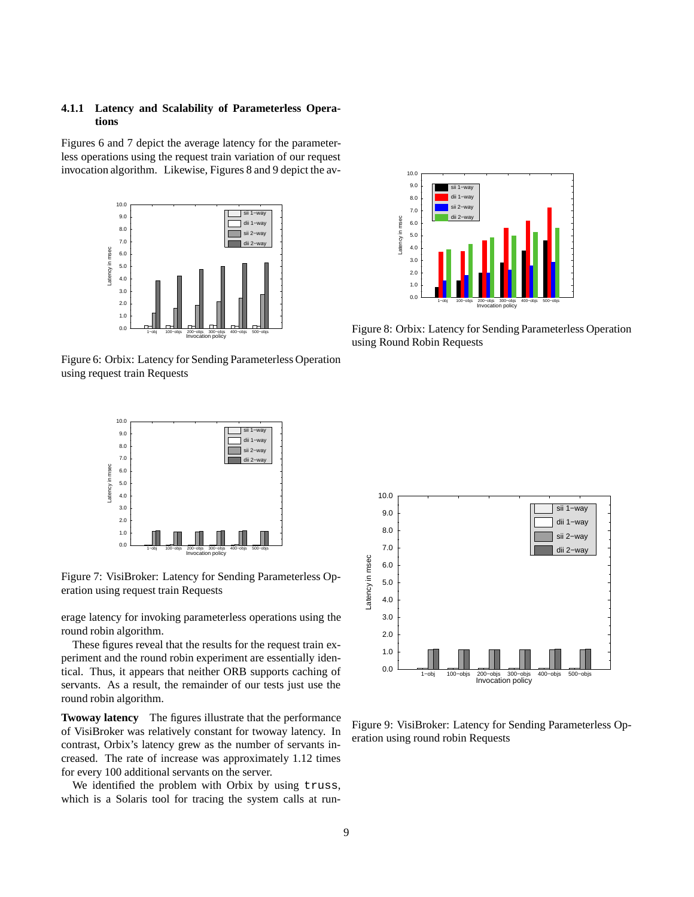#### 4.1.1 Latency and Scalability of Parameterless Operations

Figures 6 and 7 depict the average latency for the parameterless operations using the request train variation of our request invocation algorithm. Likewise, Figures 8 and 9 depict the average latency for invoking parameterless operations using the round robin algorithm.

Figure 6: Orbix: Latency for Sending Parameterless Operation using request train Requests

Figure 7: VisiBroker: Latency for Sending Parameterless Operation using request train Requests

Figure 8: Orbix: Latency for Sending Parameterless Operation using Round Robin Requests

Figure 9: VisiBroker: Latency for Sending Parameterless Operation using round robin Requests

These figures reveal that the results for the request train experiment and the round robin experiment are essentially identical. Thus, it appears that neither ORB supports caching of servants. As a result, the remainder of our tests just use the round robin algorithm.

**Twoway latency** The figures illustrate that the performance of VisiBroker was relatively constant for twoway latency. In contrast, Orbix's latency grew as the number of servants increased. The rate of increase was approximately 1.12 times for every 100 additional servants on the server.

We identified the problem with Orbix by using `truss`, which is a Solaris tool for tracing the system calls at run-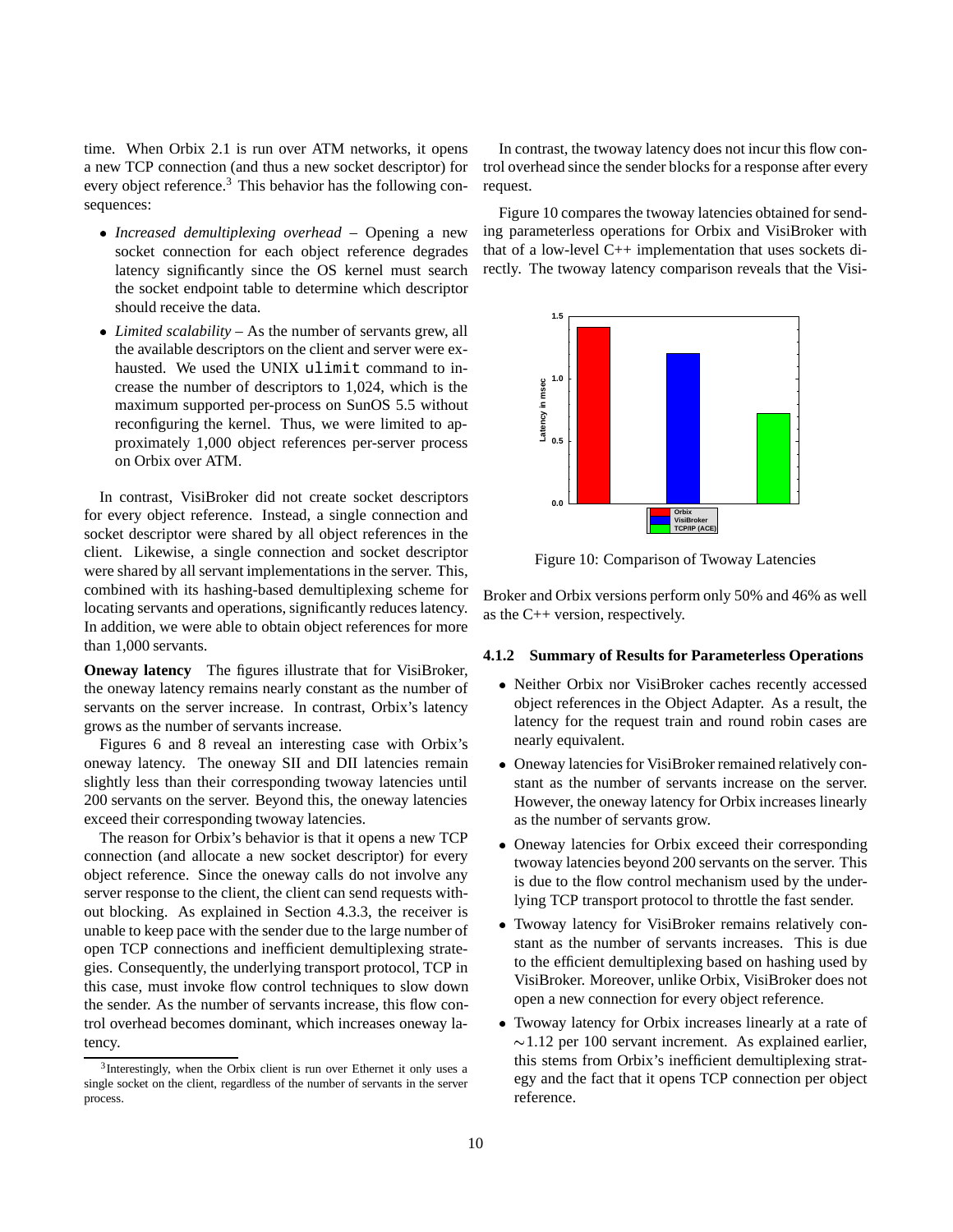time. When Orbix 2.1 is run over ATM networks, it opens a new TCP connection (and thus a new socket descriptor) for every object reference.[3] This behavior has the following consequences:

- *Increased demultiplexing overhead* – Opening a new socket connection for each object reference degrades latency significantly since the OS kernel must search the socket endpoint table to determine which descriptor should receive the data.
- *Limited scalability* – As the number of servants grew, all the available descriptors on the client and server were exhausted. We used the UNIX `ulimit` command to increase the number of descriptors to 1,024, which is the maximum supported per-process on SunOS 5.5 without reconfiguring the kernel. Thus, we were limited to approximately 1,000 object references per-server process on Orbix over ATM.

In contrast, VisiBroker did not create socket descriptors for every object reference. Instead, a single connection and socket descriptor were shared by all object references in the client. Likewise, a single connection and socket descriptor were shared by all servant implementations in the server. This, combined with its hashing-based demultiplexing scheme for locating servants and operations, significantly reduces latency. In addition, we were able to obtain object references for more than 1,000 servants.

**Oneway latency** The figures illustrate that for VisiBroker, the oneway latency remains nearly constant as the number of servants on the server increase. In contrast, Orbix's latency grows as the number of servants increase.

Figures 6 and 8 reveal an interesting case with Orbix's oneway latency. The oneway SII and DII latencies remain slightly less than their corresponding twoway latencies until 200 servants on the server. Beyond this, the oneway latencies exceed their corresponding twoway latencies.

The reason for Orbix's behavior is that it opens a new TCP connection (and allocate a new socket descriptor) for every object reference. Since the oneway calls do not involve any server response to the client, the client can send requests without blocking. As explained in Section 4.3.3, the receiver is unable to keep pace with the sender due to the large number of open TCP connections and inefficient demultiplexing strategies. Consequently, the underlying transport protocol, TCP in this case, must invoke flow control techniques to slow down the sender. As the number of servants increase, this flow control overhead becomes dominant, which increases oneway latency.

[3] Interestingly, when the Orbix client is run over Ethernet it only uses a single socket on the client, regardless of the number of servants in the server process.

In contrast, the twoway latency does not incur this flow control overhead since the sender blocks for a response after every request.

Figure 10 compares the twoway latencies obtained for sending parameterless operations for Orbix and VisiBroker with that of a low-level C++ implementation that uses sockets directly. The twoway latency comparison reveals that the VisiBroker and Orbix versions perform only 50% and 46% as well as the C++ version, respectively.

Figure 10: Comparison of Twoway Latencies

### 4.1.2 Summary of Results for Parameterless Operations

- Neither Orbix nor VisiBroker caches recently accessed object references in the Object Adapter. As a result, the latency for the request train and round robin cases are nearly equivalent.
- Oneway latencies for VisiBroker remained relatively constant as the number of servants increase on the server. However, the oneway latency for Orbix increases linearly as the number of servants grow.
- Oneway latencies for Orbix exceed their corresponding twoway latencies beyond 200 servants on the server. This is due to the flow control mechanism used by the underlying TCP transport protocol to throttle the fast sender.
- Twoway latency for VisiBroker remains relatively constant as the number of servants increases. This is due to the efficient demultiplexing based on hashing used by VisiBroker. Moreover, unlike Orbix, VisiBroker does not open a new connection for every object reference.
- Twoway latency for Orbix increases linearly at a rate of $\sim$1.12 per 100 servant increment. As explained earlier, this stems from Orbix's inefficient demultiplexing strategy and the fact that it opens TCP connection per object reference.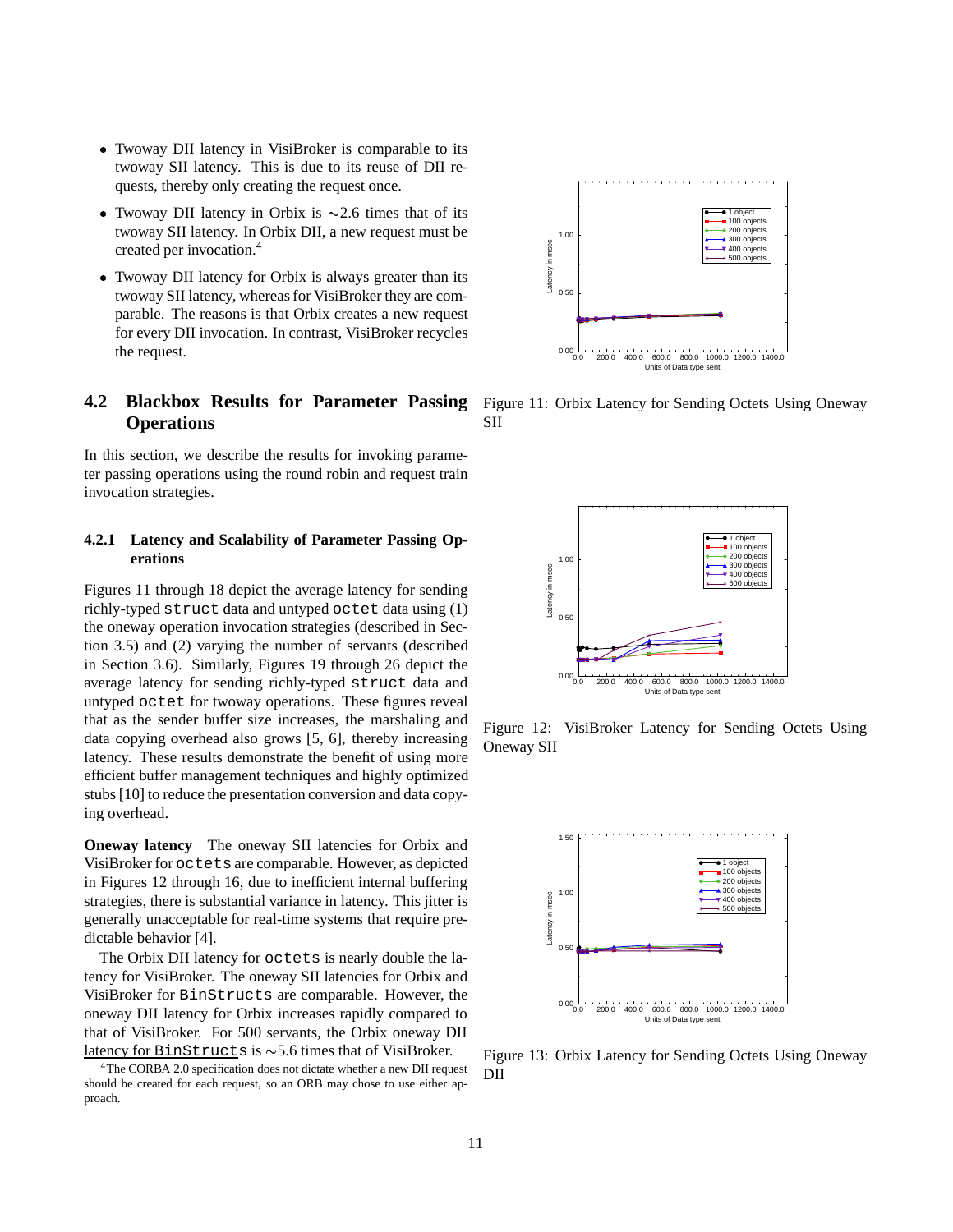- Twoway DII latency in VisiBroker is comparable to its twoway SII latency. This is due to its reuse of DII requests, thereby only creating the request once.
- Twoway DII latency in Orbix is ∼2.6 times that of its twoway SII latency. In Orbix DII, a new request must be created per invocation.[4]
- Twoway DII latency for Orbix is always greater than its twoway SII latency, whereas for VisiBroker they are comparable. The reasons is that Orbix creates a new request for every DII invocation. In contrast, VisiBroker recycles the request.

## 4.2 Blackbox Results for Parameter Passing Operations

In this section, we describe the results for invoking parameter passing operations using the round robin and request train invocation strategies.

### 4.2.1 Latency and Scalability of Parameter Passing Operations

Figures 11 through 18 depict the average latency for sending richly-typed `struct` data and untyped `octet` data using (1) the oneway operation invocation strategies (described in Section 3.5) and (2) varying the number of servants (described in Section 3.6). Similarly, Figures 19 through 26 depict the average latency for sending richly-typed `struct` data and untyped `octet` for twoway operations. These figures reveal that as the sender buffer size increases, the marshaling and data copying overhead also grows [5, 6], thereby increasing latency. These results demonstrate the benefit of using more efficient buffer management techniques and highly optimized stubs [10] to reduce the presentation conversion and data copying overhead.

**Oneway latency** The oneway SII latencies for Orbix and VisiBroker for `octets` are comparable. However, as depicted in Figures 12 through 16, due to inefficient internal buffering strategies, there is substantial variance in latency. This jitter is generally unacceptable for real-time systems that require predictable behavior [4].

The Orbix DII latency for `octets` is nearly double the latency for VisiBroker. The oneway SII latencies for Orbix and VisiBroker for `BinStructs` are comparable. However, the oneway DII latency for Orbix increases rapidly compared to that of VisiBroker. For 500 servants, the Orbix oneway DII latency for `BinStructs` is ∼5.6 times that of VisiBroker.

[4] The CORBA 2.0 specification does not dictate whether a new DII request should be created for each request, so an ORB may chose to use either approach.

Figure 11: Orbix Latency for Sending Octets Using Oneway SII

Figure 12: VisiBroker Latency for Sending Octets Using Oneway SII

Figure 13: Orbix Latency for Sending Octets Using Oneway DII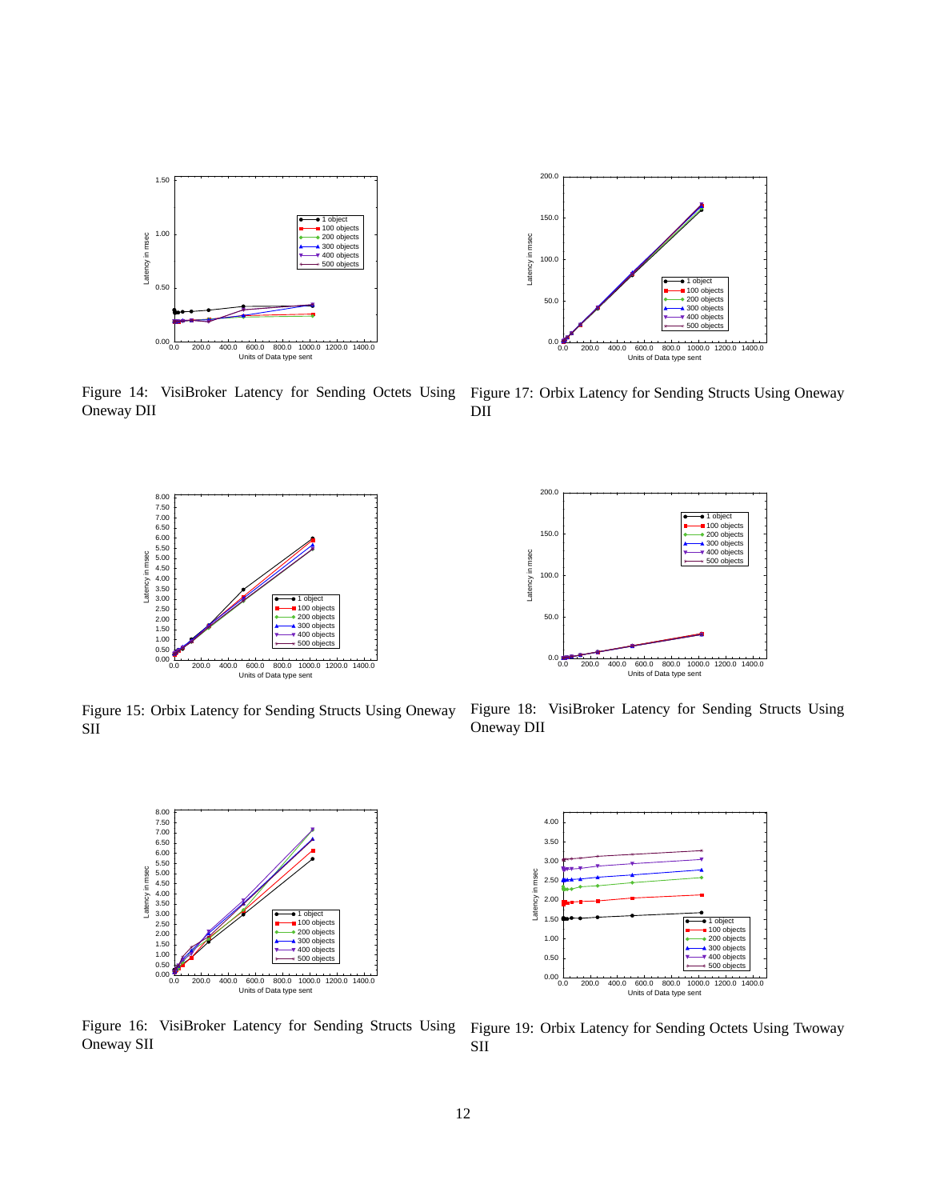Figure 14: VisiBroker Latency for Sending Octets Using Oneway DII

Figure 17: Orbix Latency for Sending Structs Using Oneway DII

Figure 15: Orbix Latency for Sending Structs Using Oneway SII

Figure 18: VisiBroker Latency for Sending Structs Using Oneway DII

Figure 16: VisiBroker Latency for Sending Structs Using Oneway SII

Figure 19: Orbix Latency for Sending Octets Using Twoway SII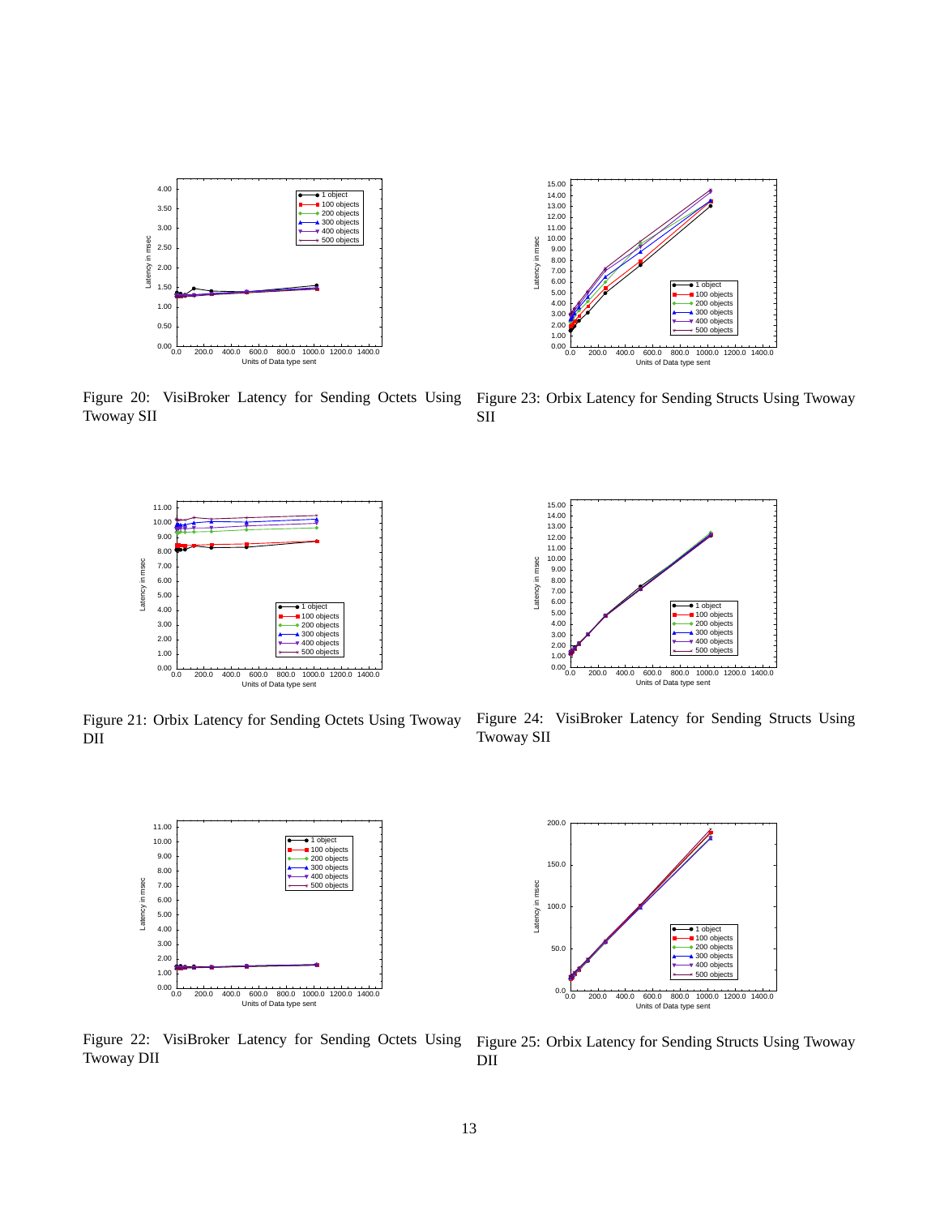Figure 20: VisiBroker Latency for Sending Octets Using Twoway SII

Figure 23: Orbix Latency for Sending Structs Using Twoway SII

Figure 21: Orbix Latency for Sending Octets Using Twoway DII

Figure 24: VisiBroker Latency for Sending Structs Using Twoway SII

Figure 22: VisiBroker Latency for Sending Octets Using Twoway DII

Figure 25: Orbix Latency for Sending Structs Using Twoway DII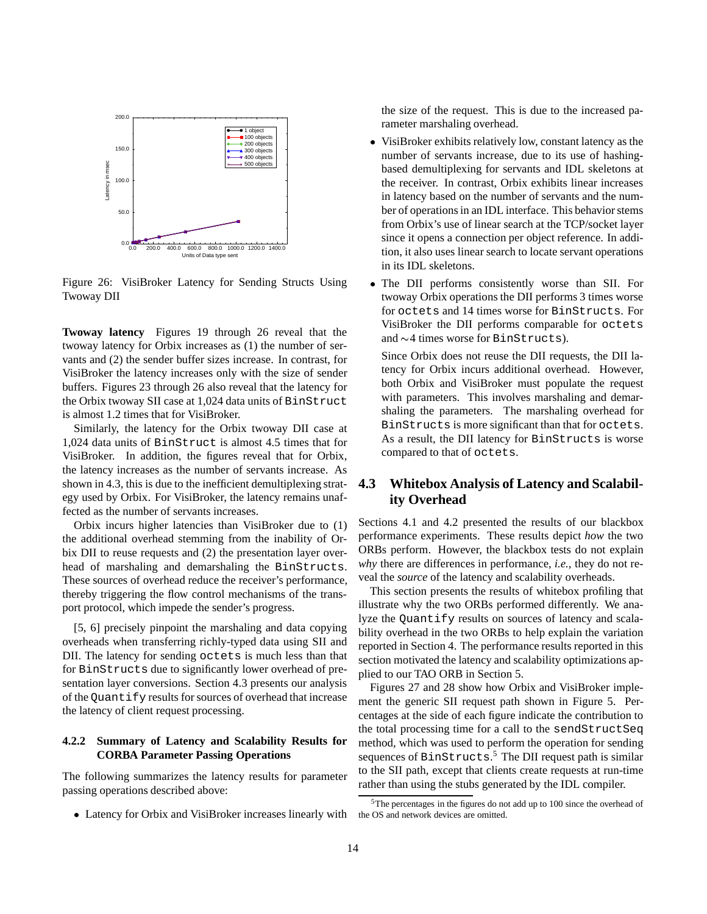Figure 26: VisiBroker Latency for Sending Structs Using Twoway DII

**Twoway latency** Figures 19 through 26 reveal that the twoway latency for Orbix increases as (1) the number of servants and (2) the sender buffer sizes increase. In contrast, for VisiBroker the latency increases only with the size of sender buffers. Figures 23 through 26 also reveal that the latency for the Orbix twoway SII case at 1,024 data units of `BinStruct` is almost 1.2 times that for VisiBroker.

Similarly, the latency for the Orbix twoway DII case at 1,024 data units of `BinStruct` is almost 4.5 times that for VisiBroker. In addition, the figures reveal that for Orbix, the latency increases as the number of servants increase. As shown in 4.3, this is due to the inefficient demultiplexing strategy used by Orbix. For VisiBroker, the latency remains unaffected as the number of servants increases.

Orbix incurs higher latencies than VisiBroker due to (1) the additional overhead stemming from the inability of Orbix DII to reuse requests and (2) the presentation layer overhead of marshaling and demarshaling the `BinStructs`. These sources of overhead reduce the receiver's performance, thereby triggering the flow control mechanisms of the transport protocol, which impede the sender's progress.

[5, 6] precisely pinpoint the marshaling and data copying overheads when transferring richly-typed data using SII and DII. The latency for sending `octets` is much less than that for `BinStructs` due to significantly lower overhead of presentation layer conversions. Section 4.3 presents our analysis of the `Quantify` results for sources of overhead that increase the latency of client request processing.

#### 4.2.2 Summary of Latency and Scalability Results for CORBA Parameter Passing Operations

The following summarizes the latency results for parameter passing operations described above:

- Latency for Orbix and VisiBroker increases linearly with the size of the request. This is due to the increased parameter marshaling overhead.
- VisiBroker exhibits relatively low, constant latency as the number of servants increase, due to its use of hashing-based demultiplexing for servants and IDL skeletons at the receiver. In contrast, Orbix exhibits linear increases in latency based on the number of servants and the number of operations in an IDL interface. This behavior stems from Orbix's use of linear search at the TCP/socket layer since it opens a connection per object reference. In addition, it also uses linear search to locate servant operations in its IDL skeletons.
- The DII performs consistently worse than SII. For twoway Orbix operations the DII performs 3 times worse for `octets` and 14 times worse for `BinStructs`. For VisiBroker the DII performs comparable for `octets` and ∼4 times worse for `BinStructs`).

  Since Orbix does not reuse the DII requests, the DII latency for Orbix incurs additional overhead. However, both Orbix and VisiBroker must populate the request with parameters. This involves marshaling and demarshaling the parameters. The marshaling overhead for `BinStructs` is more significant than that for `octets`. As a result, the DII latency for `BinStructs` is worse compared to that of `octets`.

### 4.3 Whitebox Analysis of Latency and Scalability Overhead

Sections 4.1 and 4.2 presented the results of our blackbox performance experiments. These results depict *how* the two ORBs perform. However, the blackbox tests do not explain *why* there are differences in performance, *i.e.*, they do not reveal the *source* of the latency and scalability overheads.

This section presents the results of whitebox profiling that illustrate why the two ORBs performed differently. We analyze the `Quantify` results on sources of latency and scalability overhead in the two ORBs to help explain the variation reported in Section 4. The performance results reported in this section motivated the latency and scalability optimizations applied to our TAO ORB in Section 5.

Figures 27 and 28 show how Orbix and VisiBroker implement the generic SII request path shown in Figure 5. Percentages at the side of each figure indicate the contribution to the total processing time for a call to the `sendStructSeq` method, which was used to perform the operation for sending sequences of `BinStructs`.[5] The DII request path is similar to the SII path, except that clients create requests at run-time rather than using the stubs generated by the IDL compiler.

[5] The percentages in the figures do not add up to 100 since the overhead of the OS and network devices are omitted.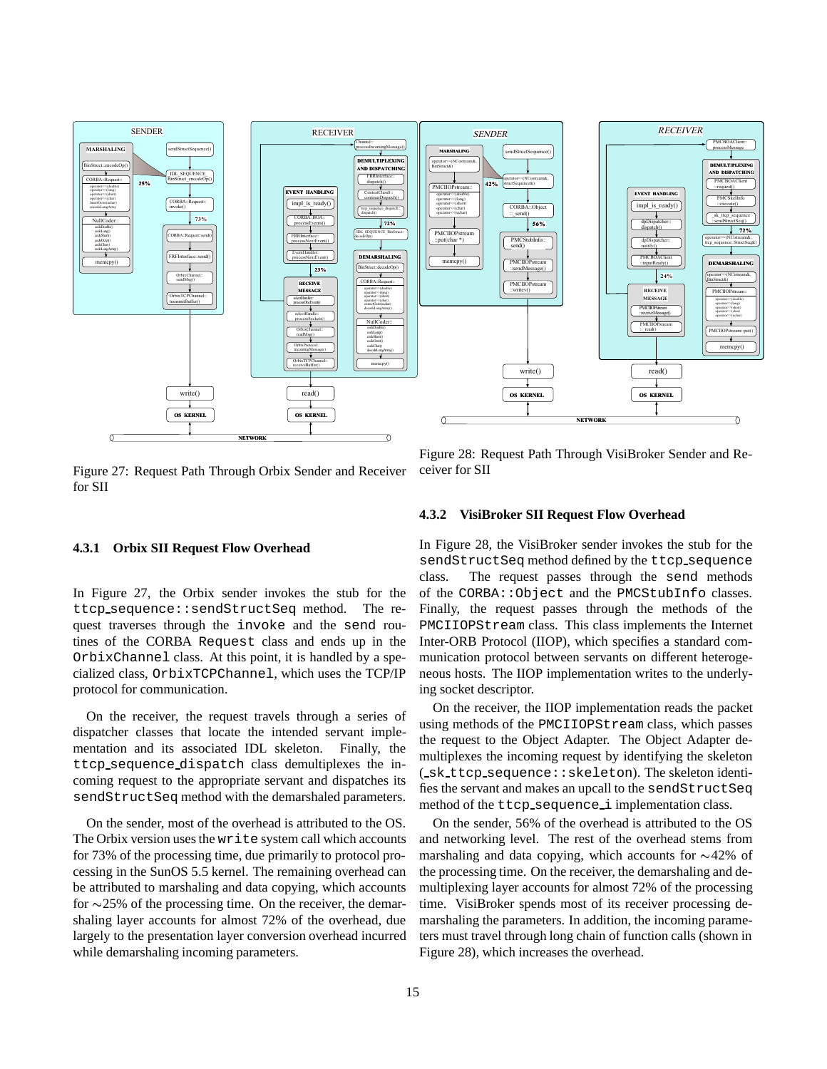Figure 27: Request Path Through Orbix Sender and Receiver for SII

Figure 28: Request Path Through VisiBroker Sender and Receiver for SII

### 4.3.1 Orbix SII Request Flow Overhead

In Figure 27, the Orbix sender invokes the stub for the `ttcp_sequence::sendStructSeq` method. The request traverses through the `invoke` and the `send` routines of the CORBA `Request` class and ends up in the `OrbixChannel` class. At this point, it is handled by a specialized class, `OrbixTCPChannel`, which uses the TCP/IP protocol for communication.

On the receiver, the request travels through a series of dispatcher classes that locate the intended servant implementation and its associated IDL skeleton. Finally, the `ttcp_sequence_dispatch` class demultiplexes the incoming request to the appropriate servant and dispatches its `sendStructSeq` method with the demarshaled parameters.

On the sender, most of the overhead is attributed to the OS. The Orbix version uses the `write` system call which accounts for 73% of the processing time, due primarily to protocol processing in the SunOS 5.5 kernel. The remaining overhead can be attributed to marshaling and data copying, which accounts for ∼25% of the processing time. On the receiver, the demarshaling layer accounts for almost 72% of the overhead, due largely to the presentation layer conversion overhead incurred while demarshaling incoming parameters.

### 4.3.2 VisiBroker SII Request Flow Overhead

In Figure 28, the VisiBroker sender invokes the stub for the `sendStructSeq` method defined by the `ttcp_sequence` class. The request passes through the `send` methods of the `CORBA::Object` and the `PMCStubInfo` classes. Finally, the request passes through the methods of the `PMCIIOPStream` class. This class implements the Internet Inter-ORB Protocol (IIOP), which specifies a standard communication protocol between servants on different heterogeneous hosts. The IIOP implementation writes to the underlying socket descriptor.

On the receiver, the IIOP implementation reads the packet using methods of the `PMCIIOPStream` class, which passes the request to the Object Adapter. The Object Adapter demultiplexes the incoming request by identifying the skeleton (`_sk_ttcp_sequence::skeleton`). The skeleton identifies the servant and makes an upcall to the `sendStructSeq` method of the `ttcp_sequence_i` implementation class.

On the sender, 56% of the overhead is attributed to the OS and networking level. The rest of the overhead stems from marshaling and data copying, which accounts for ∼42% of the processing time. On the receiver, the demarshaling and demultiplexing layer accounts for almost 72% of the processing time. VisiBroker spends most of its receiver processing demarshaling the parameters. In addition, the incoming parameters must travel through long chain of function calls (shown in Figure 28), which increases the overhead.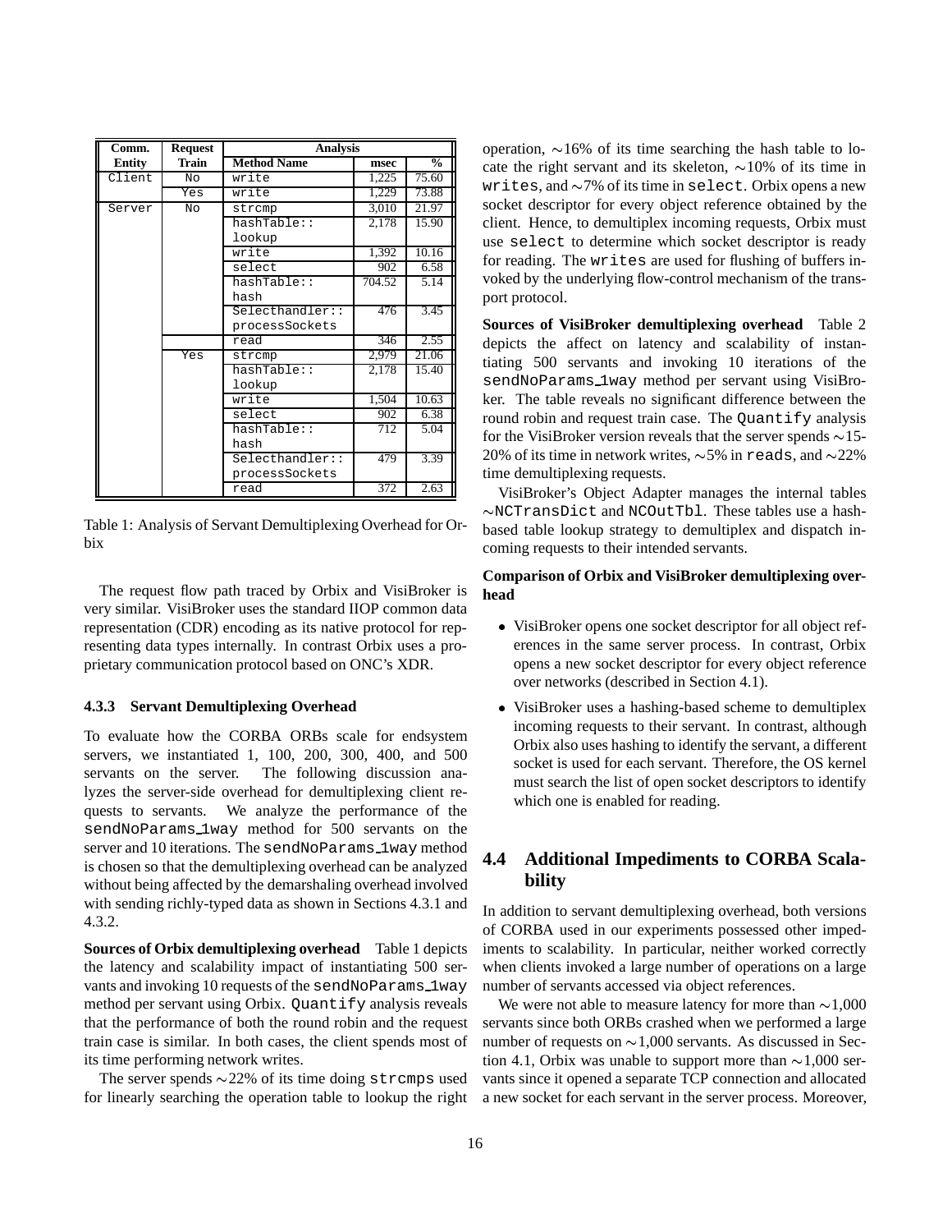| Comm. Entity | Request Train | Analysis | | |
|---|---|---|---|---|
| | | Method Name | msec | % |
| Client | No | write | 1,225 | 75.60 |
| | Yes | write | 1,229 | 73.88 |
| Server | No | strcmp | 3,010 | 21.97 |
| | | hashTable::lookup | 2,178 | 15.90 |
| | | write | 1,392 | 10.16 |
| | | select | 902 | 6.58 |
| | | hashTable::hash | 704.52 | 5.14 |
| | | Selecthandler::processSockets | 476 | 3.45 |
| | | read | 346 | 2.55 |
| | Yes | strcmp | 2,979 | 21.06 |
| | | hashTable::lookup | 2,178 | 15.40 |
| | | write | 1,504 | 10.63 |
| | | select | 902 | 6.38 |
| | | hashTable::hash | 712 | 5.04 |
| | | Selecthandler::processSockets | 479 | 3.39 |
| | | read | 372 | 2.63 |

Table 1: Analysis of Servant Demultiplexing Overhead for Orbix

The request flow path traced by Orbix and VisiBroker is very similar. VisiBroker uses the standard IIOP common data representation (CDR) encoding as its native protocol for representing data types internally. In contrast Orbix uses a proprietary communication protocol based on ONC's XDR.

### 4.3.3 Servant Demultiplexing Overhead

To evaluate how the CORBA ORBs scale for endsystem servers, we instantiated 1, 100, 200, 300, 400, and 500 servants on the server. The following discussion analyzes the server-side overhead for demultiplexing client requests to servants. We analyze the performance of the `sendNoParams_1way` method for 500 servants on the server and 10 iterations. The `sendNoParams_1way` method is chosen so that the demultiplexing overhead can be analyzed without being affected by the demarshaling overhead involved with sending richly-typed data as shown in Sections 4.3.1 and 4.3.2.

**Sources of Orbix demultiplexing overhead** Table 1 depicts the latency and scalability impact of instantiating 500 servants and invoking 10 requests of the `sendNoParams_1way` method per servant using Orbix. `Quantify` analysis reveals that the performance of both the round robin and the request train case is similar. In both cases, the client spends most of its time performing network writes.

The server spends ∼22% of its time doing `strcmps` used for linearly searching the operation table to lookup the right operation, ∼16% of its time searching the hash table to locate the right servant and its skeleton, ∼10% of its time in `writes`, and ∼7% of its time in `select`. Orbix opens a new socket descriptor for every object reference obtained by the client. Hence, to demultiplex incoming requests, Orbix must use `select` to determine which socket descriptor is ready for reading. The `writes` are used for flushing of buffers invoked by the underlying flow-control mechanism of the transport protocol.

**Sources of VisiBroker demultiplexing overhead** Table 2 depicts the affect on latency and scalability of instantiating 500 servants and invoking 10 iterations of the `sendNoParams_1way` method per servant using VisiBroker. The table reveals no significant difference between the round robin and request train case. The `Quantify` analysis for the VisiBroker version reveals that the server spends ∼15-20% of its time in network writes, ∼5% in `reads`, and ∼22% time demultiplexing requests.

VisiBroker's Object Adapter manages the internal tables ∼`NCTransDict` and `NCOutTbl`. These tables use a hash-based table lookup strategy to demultiplex and dispatch incoming requests to their intended servants.

**Comparison of Orbix and VisiBroker demultiplexing overhead**

- VisiBroker opens one socket descriptor for all object references in the same server process. In contrast, Orbix opens a new socket descriptor for every object reference over networks (described in Section 4.1).
- VisiBroker uses a hashing-based scheme to demultiplex incoming requests to their servant. In contrast, although Orbix also uses hashing to identify the servant, a different socket is used for each servant. Therefore, the OS kernel must search the list of open socket descriptors to identify which one is enabled for reading.

## 4.4 Additional Impediments to CORBA Scalability

In addition to servant demultiplexing overhead, both versions of CORBA used in our experiments possessed other impediments to scalability. In particular, neither worked correctly when clients invoked a large number of operations on a large number of servants accessed via object references.

We were not able to measure latency for more than ∼1,000 servants since both ORBs crashed when we performed a large number of requests on ∼1,000 servants. As discussed in Section 4.1, Orbix was unable to support more than ∼1,000 servants since it opened a separate TCP connection and allocated a new socket for each servant in the server process. Moreover,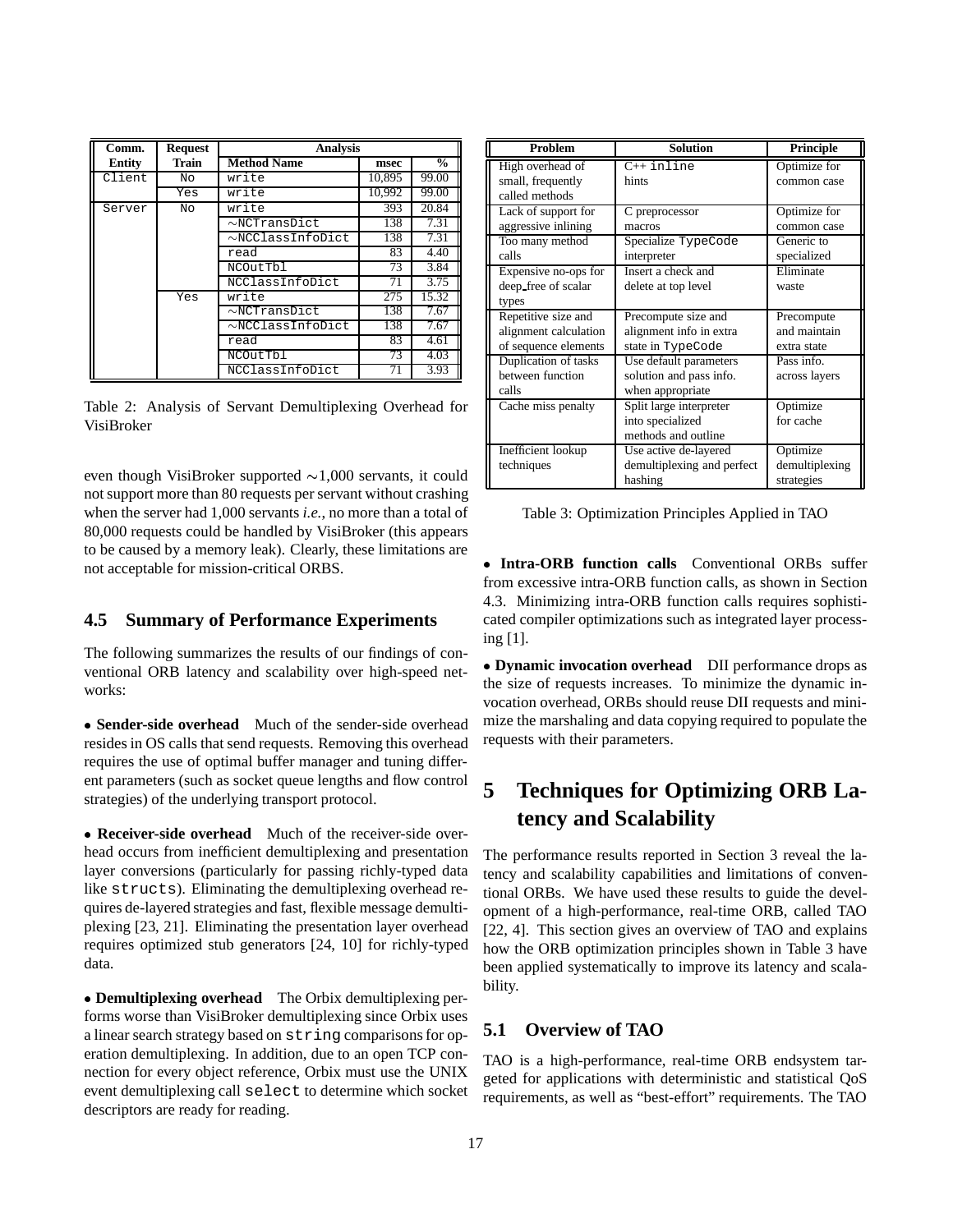| Comm. Entity | Request Train | Analysis | | |
|---|---|---|---|---|
| | | **Method Name** | **msec** | **%** |
| Client | No | write | 10,895 | 99.00 |
| | Yes | write | 10,992 | 99.00 |
| Server | No | write | 393 | 20.84 |
| | | ~NCTransDict | 138 | 7.31 |
| | | ~NCClassInfoDict | 138 | 7.31 |
| | | read | 83 | 4.40 |
| | | NCOutTbl | 73 | 3.84 |
| | | NCClassInfoDict | 71 | 3.75 |
| | Yes | write | 275 | 15.32 |
| | | ~NCTransDict | 138 | 7.67 |
| | | ~NCClassInfoDict | 138 | 7.67 |
| | | read | 83 | 4.61 |
| | | NCOutTbl | 73 | 4.03 |
| | | NCClassInfoDict | 71 | 3.93 |

Table 2: Analysis of Servant Demultiplexing Overhead for VisiBroker

even though VisiBroker supported ∼1,000 servants, it could not support more than 80 requests per servant without crashing when the server had 1,000 servants *i.e.*, no more than a total of 80,000 requests could be handled by VisiBroker (this appears to be caused by a memory leak). Clearly, these limitations are not acceptable for mission-critical ORBS.

## 4.5 Summary of Performance Experiments

The following summarizes the results of our findings of conventional ORB latency and scalability over high-speed networks:

• **Sender-side overhead** Much of the sender-side overhead resides in OS calls that send requests. Removing this overhead requires the use of optimal buffer manager and tuning different parameters (such as socket queue lengths and flow control strategies) of the underlying transport protocol.

• **Receiver-side overhead** Much of the receiver-side overhead occurs from inefficient demultiplexing and presentation layer conversions (particularly for passing richly-typed data like `structs`). Eliminating the demultiplexing overhead requires de-layered strategies and fast, flexible message demultiplexing [23, 21]. Eliminating the presentation layer overhead requires optimized stub generators [24, 10] for richly-typed data.

• **Demultiplexing overhead** The Orbix demultiplexing performs worse than VisiBroker demultiplexing since Orbix uses a linear search strategy based on `string` comparisons for operation demultiplexing. In addition, due to an open TCP connection for every object reference, Orbix must use the UNIX event demultiplexing call `select` to determine which socket descriptors are ready for reading.

| Problem | Solution | Principle |
|---|---|---|
| High overhead of small, frequently called methods | C++ `inline` hints | Optimize for common case |
| Lack of support for aggressive inlining | C preprocessor macros | Optimize for common case |
| Too many method calls | Specialize `TypeCode` interpreter | Generic to specialized |
| Expensive no-ops for deep_free of scalar types | Insert a check and delete at top level | Eliminate waste |
| Repetitive size and alignment calculation of sequence elements | Precompute size and alignment info in extra state in `TypeCode` | Precompute and maintain extra state |
| Duplication of tasks between function calls | Use default parameters solution and pass info. when appropriate | Pass info. across layers |
| Cache miss penalty | Split large interpreter into specialized methods and outline | Optimize for cache |
| Inefficient lookup techniques | Use active de-layered demultiplexing and perfect hashing | Optimize demultiplexing strategies |

Table 3: Optimization Principles Applied in TAO

• **Intra-ORB function calls** Conventional ORBs suffer from excessive intra-ORB function calls, as shown in Section 4.3. Minimizing intra-ORB function calls requires sophisticated compiler optimizations such as integrated layer processing [1].

• **Dynamic invocation overhead** DII performance drops as the size of requests increases. To minimize the dynamic invocation overhead, ORBs should reuse DII requests and minimize the marshaling and data copying required to populate the requests with their parameters.

# 5 Techniques for Optimizing ORB Latency and Scalability

The performance results reported in Section 3 reveal the latency and scalability capabilities and limitations of conventional ORBs. We have used these results to guide the development of a high-performance, real-time ORB, called TAO [22, 4]. This section gives an overview of TAO and explains how the ORB optimization principles shown in Table 3 have been applied systematically to improve its latency and scalability.

## 5.1 Overview of TAO

TAO is a high-performance, real-time ORB endsystem targeted for applications with deterministic and statistical QoS requirements, as well as "best-effort" requirements. The TAO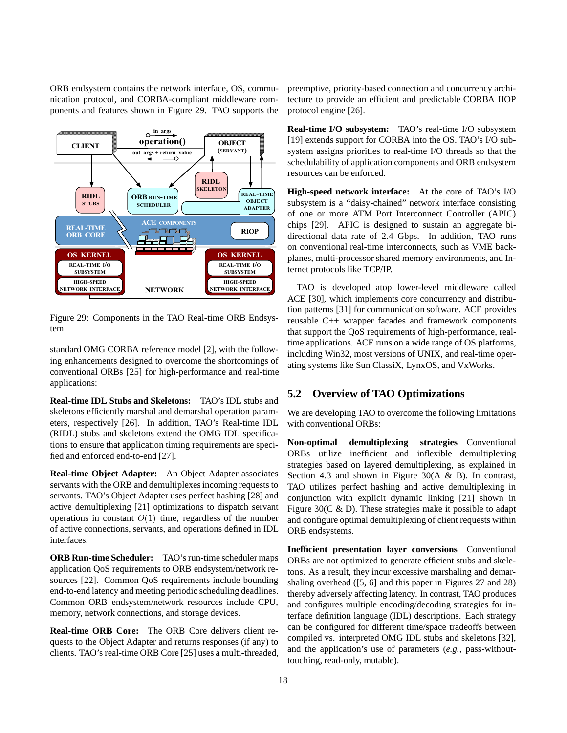ORB endsystem contains the network interface, OS, communication protocol, and CORBA-compliant middleware components and features shown in Figure 29. TAO supports the standard OMG CORBA reference model [2], with the following enhancements designed to overcome the shortcomings of conventional ORBs [25] for high-performance and real-time applications:

Figure 29: Components in the TAO Real-time ORB Endsystem

**Real-time IDL Stubs and Skeletons:** TAO's IDL stubs and skeletons efficiently marshal and demarshal operation parameters, respectively [26]. In addition, TAO's Real-time IDL (RIDL) stubs and skeletons extend the OMG IDL specifications to ensure that application timing requirements are specified and enforced end-to-end [27].

**Real-time Object Adapter:** An Object Adapter associates servants with the ORB and demultiplexes incoming requests to servants. TAO's Object Adapter uses perfect hashing [28] and active demultiplexing [21] optimizations to dispatch servant operations in constant $O(1)$ time, regardless of the number of active connections, servants, and operations defined in IDL interfaces.

**ORB Run-time Scheduler:** TAO's run-time scheduler maps application QoS requirements to ORB endsystem/network resources [22]. Common QoS requirements include bounding end-to-end latency and meeting periodic scheduling deadlines. Common ORB endsystem/network resources include CPU, memory, network connections, and storage devices.

**Real-time ORB Core:** The ORB Core delivers client requests to the Object Adapter and returns responses (if any) to clients. TAO's real-time ORB Core [25] uses a multi-threaded, preemptive, priority-based connection and concurrency architecture to provide an efficient and predictable CORBA IIOP protocol engine [26].

**Real-time I/O subsystem:** TAO's real-time I/O subsystem [19] extends support for CORBA into the OS. TAO's I/O subsystem assigns priorities to real-time I/O threads so that the schedulability of application components and ORB endsystem resources can be enforced.

**High-speed network interface:** At the core of TAO's I/O subsystem is a "daisy-chained" network interface consisting of one or more ATM Port Interconnect Controller (APIC) chips [29]. APIC is designed to sustain an aggregate bi-directional data rate of 2.4 Gbps. In addition, TAO runs on conventional real-time interconnects, such as VME backplanes, multi-processor shared memory environments, and Internet protocols like TCP/IP.

TAO is developed atop lower-level middleware called ACE [30], which implements core concurrency and distribution patterns [31] for communication software. ACE provides reusable C++ wrapper facades and framework components that support the QoS requirements of high-performance, real-time applications. ACE runs on a wide range of OS platforms, including Win32, most versions of UNIX, and real-time operating systems like Sun ClassiX, LynxOS, and VxWorks.

## 5.2 Overview of TAO Optimizations

We are developing TAO to overcome the following limitations with conventional ORBs:

**Non-optimal demultiplexing strategies** Conventional ORBs utilize inefficient and inflexible demultiplexing strategies based on layered demultiplexing, as explained in Section 4.3 and shown in Figure 30(A & B). In contrast, TAO utilizes perfect hashing and active demultiplexing in conjunction with explicit dynamic linking [21] shown in Figure 30(C & D). These strategies make it possible to adapt and configure optimal demultiplexing of client requests within ORB endsystems.

**Inefficient presentation layer conversions** Conventional ORBs are not optimized to generate efficient stubs and skeletons. As a result, they incur excessive marshaling and demarshaling overhead ([5, 6] and this paper in Figures 27 and 28) thereby adversely affecting latency. In contrast, TAO produces and configures multiple encoding/decoding strategies for interface definition language (IDL) descriptions. Each strategy can be configured for different time/space tradeoffs between compiled vs. interpreted OMG IDL stubs and skeletons [32], and the application's use of parameters (*e.g.*, pass-without-touching, read-only, mutable).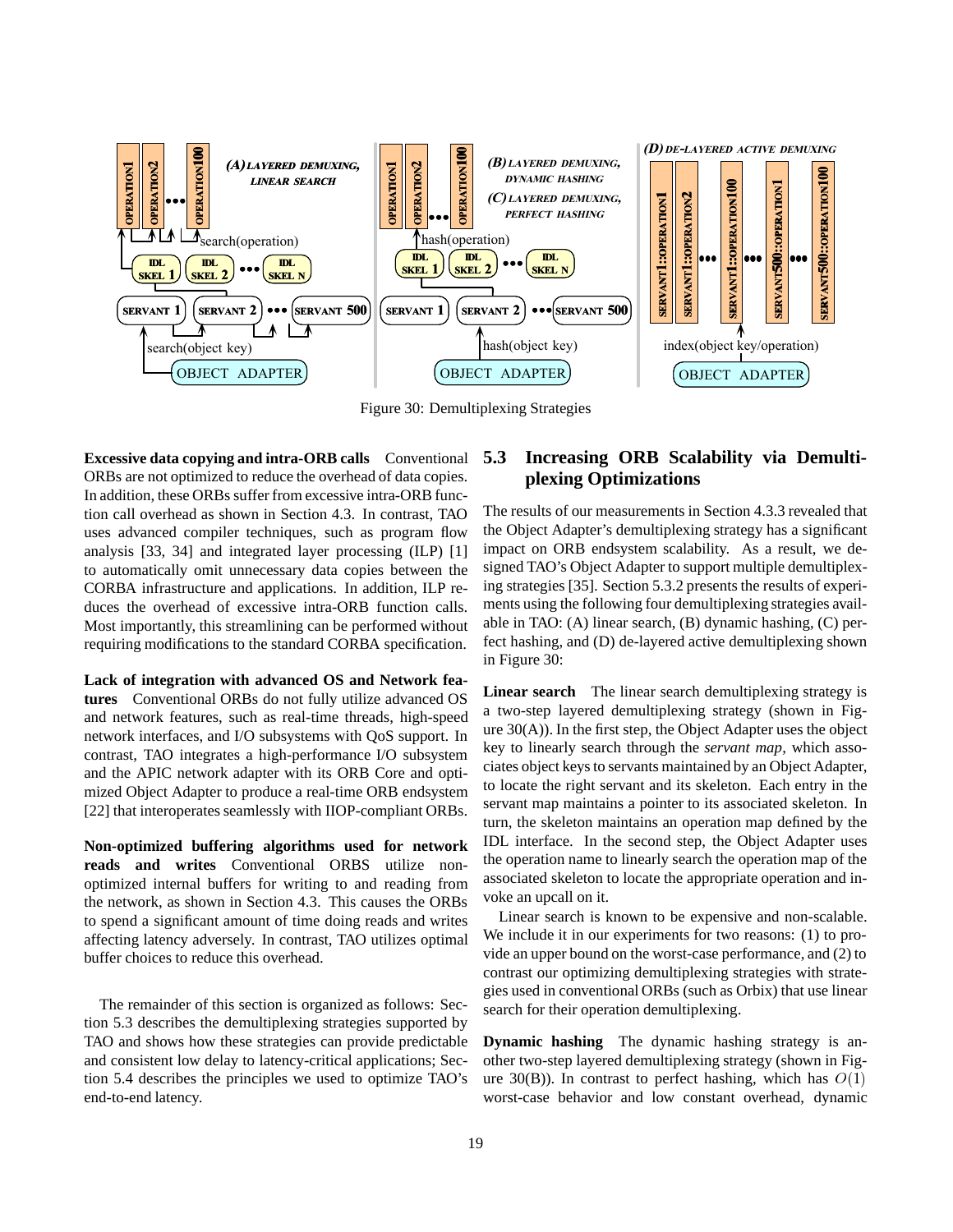Figure 30: Demultiplexing Strategies

**Excessive data copying and intra-ORB calls** Conventional ORBs are not optimized to reduce the overhead of data copies. In addition, these ORBs suffer from excessive intra-ORB function call overhead as shown in Section 4.3. In contrast, TAO uses advanced compiler techniques, such as program flow analysis [33, 34] and integrated layer processing (ILP) [1] to automatically omit unnecessary data copies between the CORBA infrastructure and applications. In addition, ILP reduces the overhead of excessive intra-ORB function calls. Most importantly, this streamlining can be performed without requiring modifications to the standard CORBA specification.

**Lack of integration with advanced OS and Network features** Conventional ORBs do not fully utilize advanced OS and network features, such as real-time threads, high-speed network interfaces, and I/O subsystems with QoS support. In contrast, TAO integrates a high-performance I/O subsystem and the APIC network adapter with its ORB Core and optimized Object Adapter to produce a real-time ORB endsystem [22] that interoperates seamlessly with IIOP-compliant ORBs.

**Non-optimized buffering algorithms used for network reads and writes** Conventional ORBS utilize non-optimized internal buffers for writing to and reading from the network, as shown in Section 4.3. This causes the ORBs to spend a significant amount of time doing reads and writes affecting latency adversely. In contrast, TAO utilizes optimal buffer choices to reduce this overhead.

The remainder of this section is organized as follows: Section 5.3 describes the demultiplexing strategies supported by TAO and shows how these strategies can provide predictable and consistent low delay to latency-critical applications; Section 5.4 describes the principles we used to optimize TAO's end-to-end latency.

## 5.3 Increasing ORB Scalability via Demultiplexing Optimizations

The results of our measurements in Section 4.3.3 revealed that the Object Adapter's demultiplexing strategy has a significant impact on ORB endsystem scalability. As a result, we designed TAO's Object Adapter to support multiple demultiplexing strategies [35]. Section 5.3.2 presents the results of experiments using the following four demultiplexing strategies available in TAO: (A) linear search, (B) dynamic hashing, (C) perfect hashing, and (D) de-layered active demultiplexing shown in Figure 30:

**Linear search** The linear search demultiplexing strategy is a two-step layered demultiplexing strategy (shown in Figure 30(A)). In the first step, the Object Adapter uses the object key to linearly search through the *servant map*, which associates object keys to servants maintained by an Object Adapter, to locate the right servant and its skeleton. Each entry in the servant map maintains a pointer to its associated skeleton. In turn, the skeleton maintains an operation map defined by the IDL interface. In the second step, the Object Adapter uses the operation name to linearly search the operation map of the associated skeleton to locate the appropriate operation and invoke an upcall on it.

Linear search is known to be expensive and non-scalable. We include it in our experiments for two reasons: (1) to provide an upper bound on the worst-case performance, and (2) to contrast our optimizing demultiplexing strategies with strategies used in conventional ORBs (such as Orbix) that use linear search for their operation demultiplexing.

**Dynamic hashing** The dynamic hashing strategy is another two-step layered demultiplexing strategy (shown in Figure 30(B)). In contrast to perfect hashing, which has $O(1)$ worst-case behavior and low constant overhead, dynamic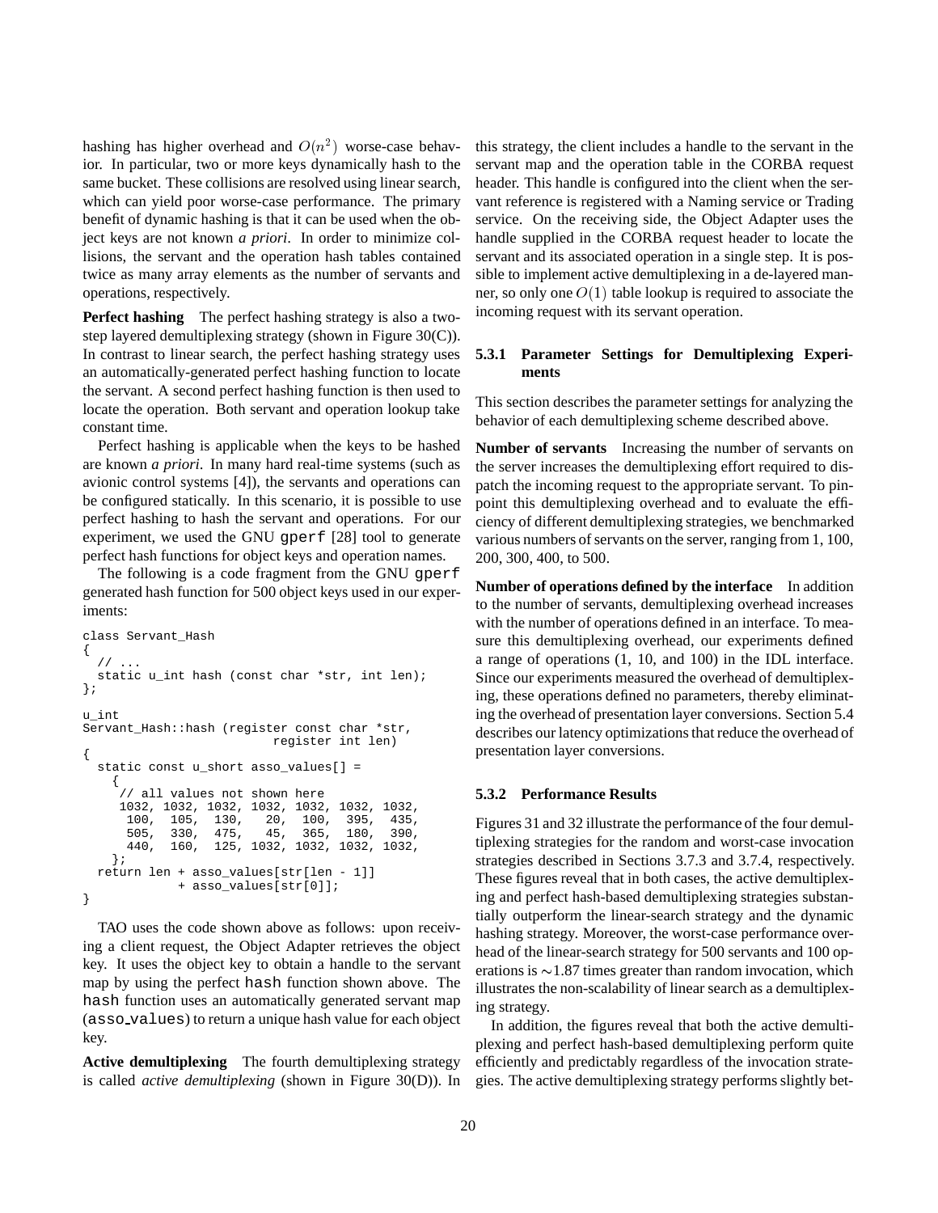hashing has higher overhead and $O(n^2)$ worse-case behavior. In particular, two or more keys dynamically hash to the same bucket. These collisions are resolved using linear search, which can yield poor worse-case performance. The primary benefit of dynamic hashing is that it can be used when the object keys are not known *a priori*. In order to minimize collisions, the servant and the operation hash tables contained twice as many array elements as the number of servants and operations, respectively.

**Perfect hashing** The perfect hashing strategy is also a two-step layered demultiplexing strategy (shown in Figure 30(C)). In contrast to linear search, the perfect hashing strategy uses an automatically-generated perfect hashing function to locate the servant. A second perfect hashing function is then used to locate the operation. Both servant and operation lookup take constant time.

Perfect hashing is applicable when the keys to be hashed are known *a priori*. In many hard real-time systems (such as avionic control systems [4]), the servants and operations can be configured statically. In this scenario, it is possible to use perfect hashing to hash the servant and operations. For our experiment, we used the GNU `gperf` [28] tool to generate perfect hash functions for object keys and operation names.

The following is a code fragment from the GNU `gperf` generated hash function for 500 object keys used in our experiments:

```
class Servant_Hash
{
  // ...
  static u_int hash (const char *str, int len);
};

u_int
Servant_Hash::hash (register const char *str,
                           register int len)
{
  static const u_short asso_values[] =
    {
     // all values not shown here
     1032, 1032, 1032, 1032, 1032, 1032, 1032,
      100,  105,  130,   20,  100,  395,  435,
      505,  330,  475,   45,  365,  180,  390,
      440,  160,  125, 1032, 1032, 1032, 1032,
    };
  return len + asso_values[str[len - 1]]
             + asso_values[str[0]];
}
```

TAO uses the code shown above as follows: upon receiving a client request, the Object Adapter retrieves the object key. It uses the object key to obtain a handle to the servant map by using the perfect `hash` function shown above. The `hash` function uses an automatically generated servant map (`asso_values`) to return a unique hash value for each object key.

**Active demultiplexing** The fourth demultiplexing strategy is called *active demultiplexing* (shown in Figure 30(D)). In this strategy, the client includes a handle to the servant in the servant map and the operation table in the CORBA request header. This handle is configured into the client when the servant reference is registered with a Naming service or Trading service. On the receiving side, the Object Adapter uses the handle supplied in the CORBA request header to locate the servant and its associated operation in a single step. It is possible to implement active demultiplexing in a de-layered manner, so only one $O(1)$ table lookup is required to associate the incoming request with its servant operation.

### 5.3.1 Parameter Settings for Demultiplexing Experiments

This section describes the parameter settings for analyzing the behavior of each demultiplexing scheme described above.

**Number of servants** Increasing the number of servants on the server increases the demultiplexing effort required to dispatch the incoming request to the appropriate servant. To pinpoint this demultiplexing overhead and to evaluate the efficiency of different demultiplexing strategies, we benchmarked various numbers of servants on the server, ranging from 1, 100, 200, 300, 400, to 500.

**Number of operations defined by the interface** In addition to the number of servants, demultiplexing overhead increases with the number of operations defined in an interface. To measure this demultiplexing overhead, our experiments defined a range of operations (1, 10, and 100) in the IDL interface. Since our experiments measured the overhead of demultiplexing, these operations defined no parameters, thereby eliminating the overhead of presentation layer conversions. Section 5.4 describes our latency optimizations that reduce the overhead of presentation layer conversions.

### 5.3.2 Performance Results

Figures 31 and 32 illustrate the performance of the four demultiplexing strategies for the random and worst-case invocation strategies described in Sections 3.7.3 and 3.7.4, respectively. These figures reveal that in both cases, the active demultiplexing and perfect hash-based demultiplexing strategies substantially outperform the linear-search strategy and the dynamic hashing strategy. Moreover, the worst-case performance overhead of the linear-search strategy for 500 servants and 100 operations is $\sim$1.87 times greater than random invocation, which illustrates the non-scalability of linear search as a demultiplexing strategy.

In addition, the figures reveal that both the active demultiplexing and perfect hash-based demultiplexing perform quite efficiently and predictably regardless of the invocation strategies. The active demultiplexing strategy performs slightly bet-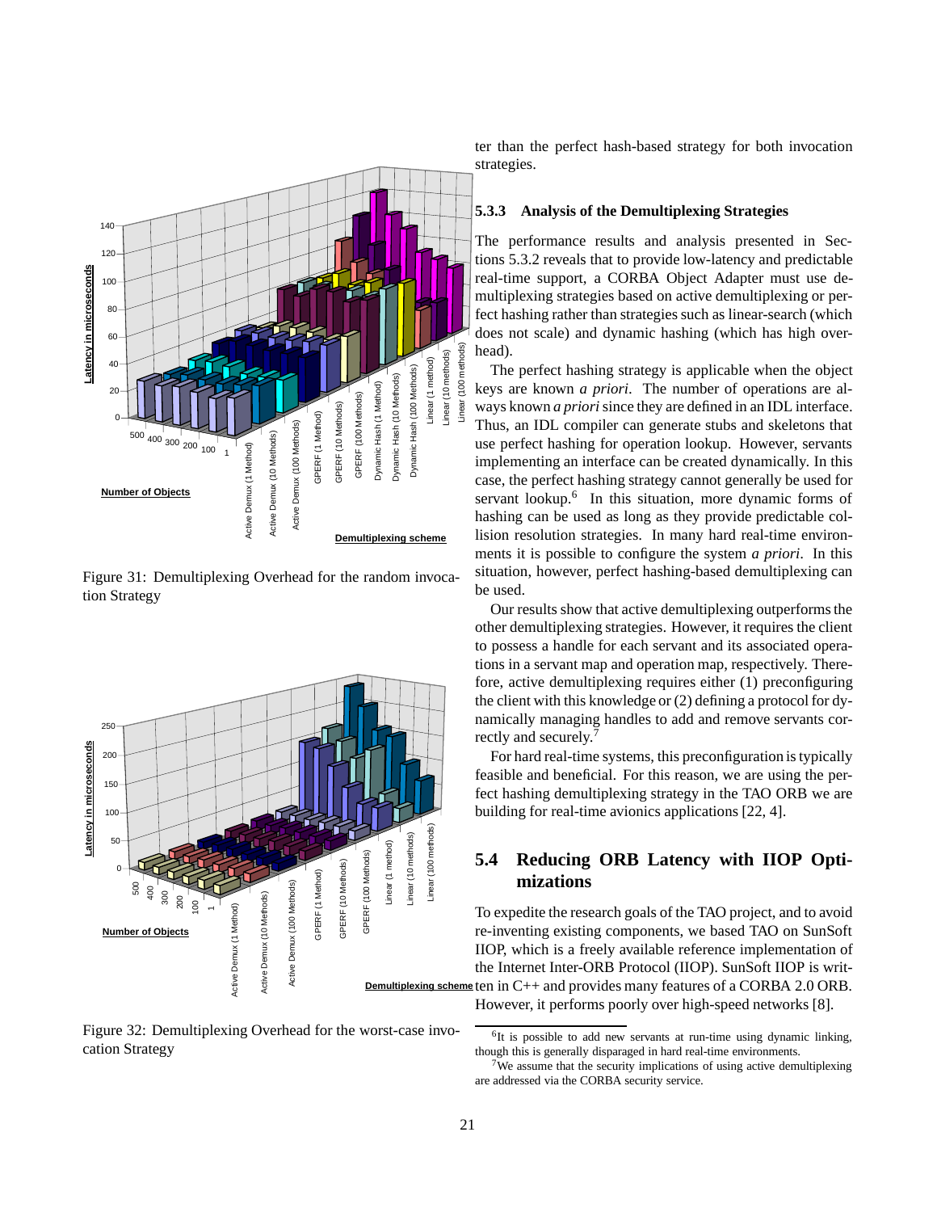Figure 31: Demultiplexing Overhead for the random invocation Strategy

Figure 32: Demultiplexing Overhead for the worst-case invocation Strategy

ter than the perfect hash-based strategy for both invocation strategies.

#### 5.3.3 Analysis of the Demultiplexing Strategies

The performance results and analysis presented in Sections 5.3.2 reveals that to provide low-latency and predictable real-time support, a CORBA Object Adapter must use demultiplexing strategies based on active demultiplexing or perfect hashing rather than strategies such as linear-search (which does not scale) and dynamic hashing (which has high overhead).

The perfect hashing strategy is applicable when the object keys are known *a priori*. The number of operations are always known *a priori* since they are defined in an IDL interface. Thus, an IDL compiler can generate stubs and skeletons that use perfect hashing for operation lookup. However, servants implementing an interface can be created dynamically. In this case, the perfect hashing strategy cannot generally be used for servant lookup.[6] In this situation, more dynamic forms of hashing can be used as long as they provide predictable collision resolution strategies. In many hard real-time environments it is possible to configure the system *a priori*. In this situation, however, perfect hashing-based demultiplexing can be used.

Our results show that active demultiplexing outperforms the other demultiplexing strategies. However, it requires the client to possess a handle for each servant and its associated operations in a servant map and operation map, respectively. Therefore, active demultiplexing requires either (1) preconfiguring the client with this knowledge or (2) defining a protocol for dynamically managing handles to add and remove servants correctly and securely.[7]

For hard real-time systems, this preconfiguration is typically feasible and beneficial. For this reason, we are using the perfect hashing demultiplexing strategy in the TAO ORB we are building for real-time avionics applications [22, 4].

## 5.4 Reducing ORB Latency with IIOP Optimizations

To expedite the research goals of the TAO project, and to avoid re-inventing existing components, we based TAO on SunSoft IIOP, which is a freely available reference implementation of the Internet Inter-ORB Protocol (IIOP). SunSoft IIOP is written in C++ and provides many features of a CORBA 2.0 ORB. However, it performs poorly over high-speed networks [8].

[6] It is possible to add new servants at run-time using dynamic linking, though this is generally disparaged in hard real-time environments.

[7] We assume that the security implications of using active demultiplexing are addressed via the CORBA security service.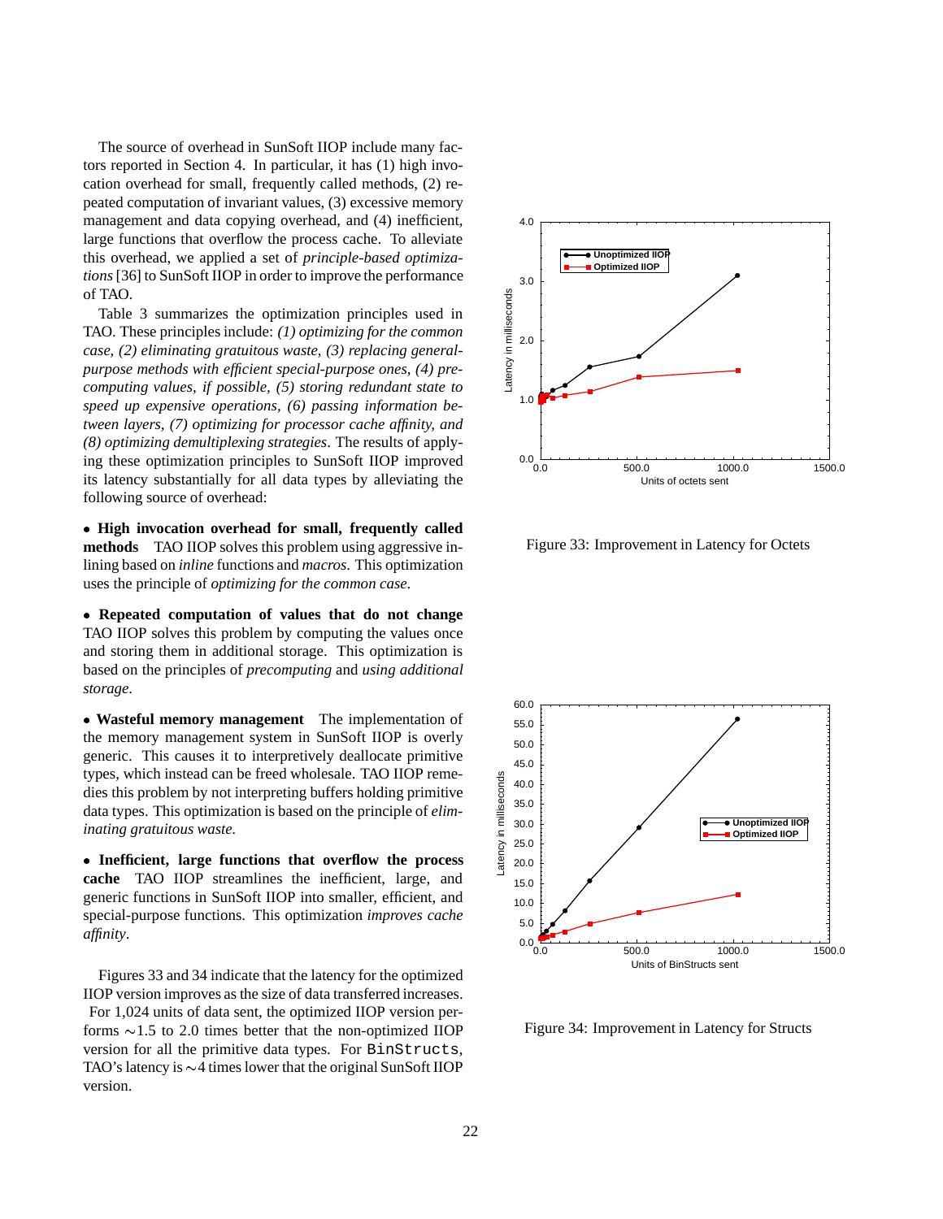The source of overhead in SunSoft IIOP include many factors reported in Section 4. In particular, it has (1) high invocation overhead for small, frequently called methods, (2) repeated computation of invariant values, (3) excessive memory management and data copying overhead, and (4) inefficient, large functions that overflow the process cache. To alleviate this overhead, we applied a set of *principle-based optimizations* [36] to SunSoft IIOP in order to improve the performance of TAO.

Table 3 summarizes the optimization principles used in TAO. These principles include: *(1) optimizing for the common case, (2) eliminating gratuitous waste, (3) replacing general-purpose methods with efficient special-purpose ones, (4) precomputing values, if possible, (5) storing redundant state to speed up expensive operations, (6) passing information between layers, (7) optimizing for processor cache affinity, and (8) optimizing demultiplexing strategies*. The results of applying these optimization principles to SunSoft IIOP improved its latency substantially for all data types by alleviating the following source of overhead:

- **High invocation overhead for small, frequently called methods** TAO IIOP solves this problem using aggressive inlining based on *inline* functions and *macros*. This optimization uses the principle of *optimizing for the common case*.

- **Repeated computation of values that do not change** TAO IIOP solves this problem by computing the values once and storing them in additional storage. This optimization is based on the principles of *precomputing* and *using additional storage*.

- **Wasteful memory management** The implementation of the memory management system in SunSoft IIOP is overly generic. This causes it to interpretively deallocate primitive types, which instead can be freed wholesale. TAO IIOP remedies this problem by not interpreting buffers holding primitive data types. This optimization is based on the principle of *eliminating gratuitous waste.*

- **Inefficient, large functions that overflow the process cache** TAO IIOP streamlines the inefficient, large, and generic functions in SunSoft IIOP into smaller, efficient, and special-purpose functions. This optimization *improves cache affinity*.

Figures 33 and 34 indicate that the latency for the optimized IIOP version improves as the size of data transferred increases. For 1,024 units of data sent, the optimized IIOP version performs ∼1.5 to 2.0 times better that the non-optimized IIOP version for all the primitive data types. For `BinStructs`, TAO's latency is ∼4 times lower that the original SunSoft IIOP version.

Figure 33: Improvement in Latency for Octets

Figure 34: Improvement in Latency for Structs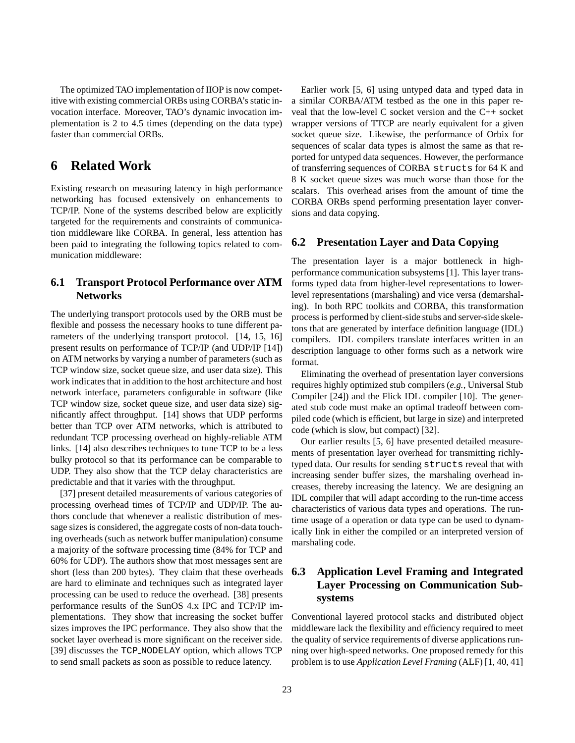The optimized TAO implementation of IIOP is now competitive with existing commercial ORBs using CORBA's static invocation interface. Moreover, TAO's dynamic invocation implementation is 2 to 4.5 times (depending on the data type) faster than commercial ORBs.

# 6 Related Work

Existing research on measuring latency in high performance networking has focused extensively on enhancements to TCP/IP. None of the systems described below are explicitly targeted for the requirements and constraints of communication middleware like CORBA. In general, less attention has been paid to integrating the following topics related to communication middleware:

## 6.1 Transport Protocol Performance over ATM Networks

The underlying transport protocols used by the ORB must be flexible and possess the necessary hooks to tune different parameters of the underlying transport protocol. [14, 15, 16] present results on performance of TCP/IP (and UDP/IP [14]) on ATM networks by varying a number of parameters (such as TCP window size, socket queue size, and user data size). This work indicates that in addition to the host architecture and host network interface, parameters configurable in software (like TCP window size, socket queue size, and user data size) significantly affect throughput. [14] shows that UDP performs better than TCP over ATM networks, which is attributed to redundant TCP processing overhead on highly-reliable ATM links. [14] also describes techniques to tune TCP to be a less bulky protocol so that its performance can be comparable to UDP. They also show that the TCP delay characteristics are predictable and that it varies with the throughput.

[37] present detailed measurements of various categories of processing overhead times of TCP/IP and UDP/IP. The authors conclude that whenever a realistic distribution of message sizes is considered, the aggregate costs of non-data touching overheads (such as network buffer manipulation) consume a majority of the software processing time (84% for TCP and 60% for UDP). The authors show that most messages sent are short (less than 200 bytes). They claim that these overheads are hard to eliminate and techniques such as integrated layer processing can be used to reduce the overhead. [38] presents performance results of the SunOS 4.x IPC and TCP/IP implementations. They show that increasing the socket buffer sizes improves the IPC performance. They also show that the socket layer overhead is more significant on the receiver side. [39] discusses the `TCP_NODELAY` option, which allows TCP to send small packets as soon as possible to reduce latency.

Earlier work [5, 6] using untyped data and typed data in a similar CORBA/ATM testbed as the one in this paper reveal that the low-level C socket version and the C++ socket wrapper versions of TTCP are nearly equivalent for a given socket queue size. Likewise, the performance of Orbix for sequences of scalar data types is almost the same as that reported for untyped data sequences. However, the performance of transferring sequences of CORBA `structs` for 64 K and 8 K socket queue sizes was much worse than those for the scalars. This overhead arises from the amount of time the CORBA ORBs spend performing presentation layer conversions and data copying.

## 6.2 Presentation Layer and Data Copying

The presentation layer is a major bottleneck in high-performance communication subsystems [1]. This layer transforms typed data from higher-level representations to lower-level representations (marshaling) and vice versa (demarshaling). In both RPC toolkits and CORBA, this transformation process is performed by client-side stubs and server-side skeletons that are generated by interface definition language (IDL) compilers. IDL compilers translate interfaces written in an description language to other forms such as a network wire format.

Eliminating the overhead of presentation layer conversions requires highly optimized stub compilers (*e.g.*, Universal Stub Compiler [24]) and the Flick IDL compiler [10]. The generated stub code must make an optimal tradeoff between compiled code (which is efficient, but large in size) and interpreted code (which is slow, but compact) [32].

Our earlier results [5, 6] have presented detailed measurements of presentation layer overhead for transmitting richly-typed data. Our results for sending `structs` reveal that with increasing sender buffer sizes, the marshaling overhead increases, thereby increasing the latency. We are designing an IDL compiler that will adapt according to the run-time access characteristics of various data types and operations. The run-time usage of a operation or data type can be used to dynamically link in either the compiled or an interpreted version of marshaling code.

## 6.3 Application Level Framing and Integrated Layer Processing on Communication Subsystems

Conventional layered protocol stacks and distributed object middleware lack the flexibility and efficiency required to meet the quality of service requirements of diverse applications running over high-speed networks. One proposed remedy for this problem is to use *Application Level Framing* (ALF) [1, 40, 41]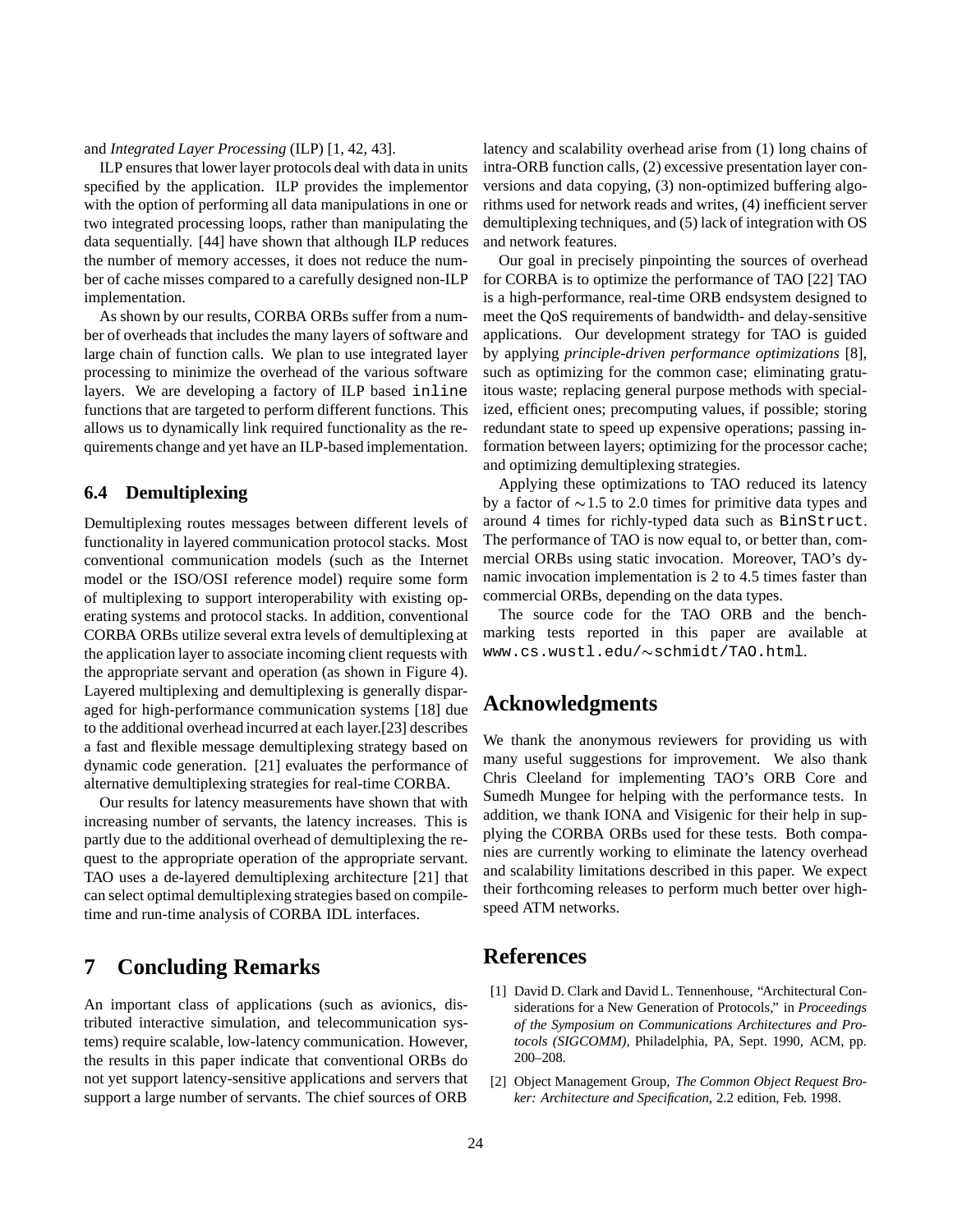and *Integrated Layer Processing* (ILP) [1, 42, 43].

ILP ensures that lower layer protocols deal with data in units specified by the application. ILP provides the implementor with the option of performing all data manipulations in one or two integrated processing loops, rather than manipulating the data sequentially. [44] have shown that although ILP reduces the number of memory accesses, it does not reduce the number of cache misses compared to a carefully designed non-ILP implementation.

As shown by our results, CORBA ORBs suffer from a number of overheads that includes the many layers of software and large chain of function calls. We plan to use integrated layer processing to minimize the overhead of the various software layers. We are developing a factory of ILP based `inline` functions that are targeted to perform different functions. This allows us to dynamically link required functionality as the requirements change and yet have an ILP-based implementation.

### 6.4 Demultiplexing

Demultiplexing routes messages between different levels of functionality in layered communication protocol stacks. Most conventional communication models (such as the Internet model or the ISO/OSI reference model) require some form of multiplexing to support interoperability with existing operating systems and protocol stacks. In addition, conventional CORBA ORBs utilize several extra levels of demultiplexing at the application layer to associate incoming client requests with the appropriate servant and operation (as shown in Figure 4). Layered multiplexing and demultiplexing is generally disparaged for high-performance communication systems [18] due to the additional overhead incurred at each layer.[23] describes a fast and flexible message demultiplexing strategy based on dynamic code generation. [21] evaluates the performance of alternative demultiplexing strategies for real-time CORBA.

Our results for latency measurements have shown that with increasing number of servants, the latency increases. This is partly due to the additional overhead of demultiplexing the request to the appropriate operation of the appropriate servant. TAO uses a de-layered demultiplexing architecture [21] that can select optimal demultiplexing strategies based on compile-time and run-time analysis of CORBA IDL interfaces.

## 7 Concluding Remarks

An important class of applications (such as avionics, distributed interactive simulation, and telecommunication systems) require scalable, low-latency communication. However, the results in this paper indicate that conventional ORBs do not yet support latency-sensitive applications and servers that support a large number of servants. The chief sources of ORB latency and scalability overhead arise from (1) long chains of intra-ORB function calls, (2) excessive presentation layer conversions and data copying, (3) non-optimized buffering algorithms used for network reads and writes, (4) inefficient server demultiplexing techniques, and (5) lack of integration with OS and network features.

Our goal in precisely pinpointing the sources of overhead for CORBA is to optimize the performance of TAO [22] TAO is a high-performance, real-time ORB endsystem designed to meet the QoS requirements of bandwidth- and delay-sensitive applications. Our development strategy for TAO is guided by applying *principle-driven performance optimizations* [8], such as optimizing for the common case; eliminating gratuitous waste; replacing general purpose methods with specialized, efficient ones; precomputing values, if possible; storing redundant state to speed up expensive operations; passing information between layers; optimizing for the processor cache; and optimizing demultiplexing strategies.

Applying these optimizations to TAO reduced its latency by a factor of $\sim$1.5 to 2.0 times for primitive data types and around 4 times for richly-typed data such as `BinStruct`. The performance of TAO is now equal to, or better than, commercial ORBs using static invocation. Moreover, TAO's dynamic invocation implementation is 2 to 4.5 times faster than commercial ORBs, depending on the data types.

The source code for the TAO ORB and the benchmarking tests reported in this paper are available at `www.cs.wustl.edu/~schmidt/TAO.html`.

## Acknowledgments

We thank the anonymous reviewers for providing us with many useful suggestions for improvement. We also thank Chris Cleeland for implementing TAO's ORB Core and Sumedh Mungee for helping with the performance tests. In addition, we thank IONA and Visigenic for their help in supplying the CORBA ORBs used for these tests. Both companies are currently working to eliminate the latency overhead and scalability limitations described in this paper. We expect their forthcoming releases to perform much better over high-speed ATM networks.

## References

[1] David D. Clark and David L. Tennenhouse, "Architectural Considerations for a New Generation of Protocols," in *Proceedings of the Symposium on Communications Architectures and Protocols (SIGCOMM)*, Philadelphia, PA, Sept. 1990, ACM, pp. 200–208.

[2] Object Management Group, *The Common Object Request Broker: Architecture and Specification*, 2.2 edition, Feb. 1998.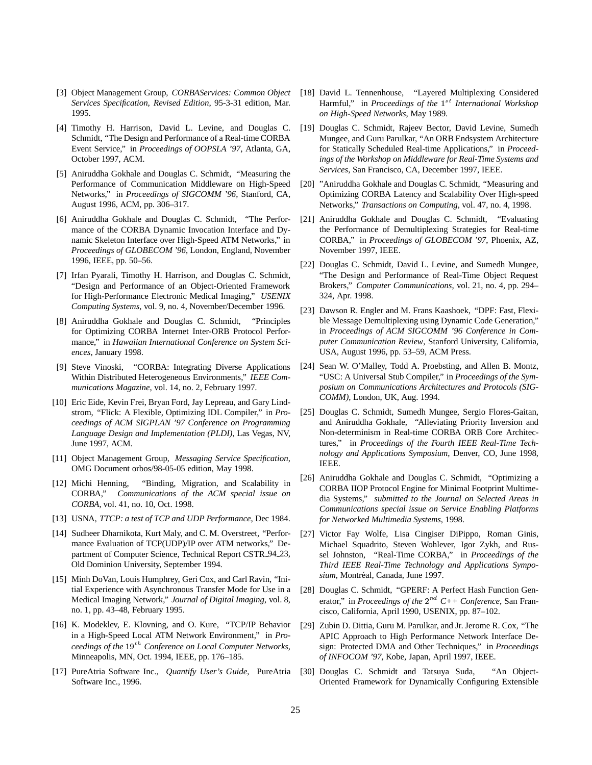[3] Object Management Group, *CORBAServices: Common Object Services Specification, Revised Edition*, 95-3-31 edition, Mar. 1995.

[4] Timothy H. Harrison, David L. Levine, and Douglas C. Schmidt, "The Design and Performance of a Real-time CORBA Event Service," in *Proceedings of OOPSLA '97*, Atlanta, GA, October 1997, ACM.

[5] Aniruddha Gokhale and Douglas C. Schmidt, "Measuring the Performance of Communication Middleware on High-Speed Networks," in *Proceedings of SIGCOMM '96*, Stanford, CA, August 1996, ACM, pp. 306–317.

[6] Aniruddha Gokhale and Douglas C. Schmidt, "The Performance of the CORBA Dynamic Invocation Interface and Dynamic Skeleton Interface over High-Speed ATM Networks," in *Proceedings of GLOBECOM '96*, London, England, November 1996, IEEE, pp. 50–56.

[7] Irfan Pyarali, Timothy H. Harrison, and Douglas C. Schmidt, "Design and Performance of an Object-Oriented Framework for High-Performance Electronic Medical Imaging," *USENIX Computing Systems*, vol. 9, no. 4, November/December 1996.

[8] Aniruddha Gokhale and Douglas C. Schmidt, "Principles for Optimizing CORBA Internet Inter-ORB Protocol Performance," in *Hawaiian International Conference on System Sciences*, January 1998.

[9] Steve Vinoski, "CORBA: Integrating Diverse Applications Within Distributed Heterogeneous Environments," *IEEE Communications Magazine*, vol. 14, no. 2, February 1997.

[10] Eric Eide, Kevin Frei, Bryan Ford, Jay Lepreau, and Gary Lindstrom, "Flick: A Flexible, Optimizing IDL Compiler," in *Proceedings of ACM SIGPLAN '97 Conference on Programming Language Design and Implementation (PLDI)*, Las Vegas, NV, June 1997, ACM.

[11] Object Management Group, *Messaging Service Specification*, OMG Document orbos/98-05-05 edition, May 1998.

[12] Michi Henning, "Binding, Migration, and Scalability in CORBA," *Communications of the ACM special issue on CORBA*, vol. 41, no. 10, Oct. 1998.

[13] USNA, *TTCP: a test of TCP and UDP Performance*, Dec 1984.

[14] Sudheer Dharnikota, Kurt Maly, and C. M. Overstreet, "Performance Evaluation of TCP(UDP)/IP over ATM networks," Department of Computer Science, Technical Report CSTR_94_23, Old Dominion University, September 1994.

[15] Minh DoVan, Louis Humphrey, Geri Cox, and Carl Ravin, "Initial Experience with Asynchronous Transfer Mode for Use in a Medical Imaging Network," *Journal of Digital Imaging*, vol. 8, no. 1, pp. 43–48, February 1995.

[16] K. Modeklev, E. Klovning, and O. Kure, "TCP/IP Behavior in a High-Speed Local ATM Network Environment," in *Proceedings of the $19^{th}$ Conference on Local Computer Networks*, Minneapolis, MN, Oct. 1994, IEEE, pp. 176–185.

[17] PureAtria Software Inc., *Quantify User's Guide*, PureAtria Software Inc., 1996.

[18] David L. Tennenhouse, "Layered Multiplexing Considered Harmful," in *Proceedings of the $1^{st}$ International Workshop on High-Speed Networks*, May 1989.

[19] Douglas C. Schmidt, Rajeev Bector, David Levine, Sumedh Mungee, and Guru Parulkar, "An ORB Endsystem Architecture for Statically Scheduled Real-time Applications," in *Proceedings of the Workshop on Middleware for Real-Time Systems and Services*, San Francisco, CA, December 1997, IEEE.

[20] "Aniruddha Gokhale and Douglas C. Schmidt, "Measuring and Optimizing CORBA Latency and Scalability Over High-speed Networks," *Transactions on Computing*, vol. 47, no. 4, 1998.

[21] Aniruddha Gokhale and Douglas C. Schmidt, "Evaluating the Performance of Demultiplexing Strategies for Real-time CORBA," in *Proceedings of GLOBECOM '97*, Phoenix, AZ, November 1997, IEEE.

[22] Douglas C. Schmidt, David L. Levine, and Sumedh Mungee, "The Design and Performance of Real-Time Object Request Brokers," *Computer Communications*, vol. 21, no. 4, pp. 294–324, Apr. 1998.

[23] Dawson R. Engler and M. Frans Kaashoek, "DPF: Fast, Flexible Message Demultiplexing using Dynamic Code Generation," in *Proceedings of ACM SIGCOMM '96 Conference in Computer Communication Review*, Stanford University, California, USA, August 1996, pp. 53–59, ACM Press.

[24] Sean W. O'Malley, Todd A. Proebsting, and Allen B. Montz, "USC: A Universal Stub Compiler," in *Proceedings of the Symposium on Communications Architectures and Protocols (SIGCOMM)*, London, UK, Aug. 1994.

[25] Douglas C. Schmidt, Sumedh Mungee, Sergio Flores-Gaitan, and Aniruddha Gokhale, "Alleviating Priority Inversion and Non-determinism in Real-time CORBA ORB Core Architectures," in *Proceedings of the Fourth IEEE Real-Time Technology and Applications Symposium*, Denver, CO, June 1998, IEEE.

[26] Aniruddha Gokhale and Douglas C. Schmidt, "Optimizing a CORBA IIOP Protocol Engine for Minimal Footprint Multimedia Systems," *submitted to the Journal on Selected Areas in Communications special issue on Service Enabling Platforms for Networked Multimedia Systems*, 1998.

[27] Victor Fay Wolfe, Lisa Cingiser DiPippo, Roman Ginis, Michael Squadrito, Steven Wohlever, Igor Zykh, and Russel Johnston, "Real-Time CORBA," in *Proceedings of the Third IEEE Real-Time Technology and Applications Symposium*, Montréal, Canada, June 1997.

[28] Douglas C. Schmidt, "GPERF: A Perfect Hash Function Generator," in *Proceedings of the $2^{nd}$ C++ Conference*, San Francisco, California, April 1990, USENIX, pp. 87–102.

[29] Zubin D. Dittia, Guru M. Parulkar, and Jr. Jerome R. Cox, "The APIC Approach to High Performance Network Interface Design: Protected DMA and Other Techniques," in *Proceedings of INFOCOM '97*, Kobe, Japan, April 1997, IEEE.

[30] Douglas C. Schmidt and Tatsuya Suda, "An Object-Oriented Framework for Dynamically Configuring Extensible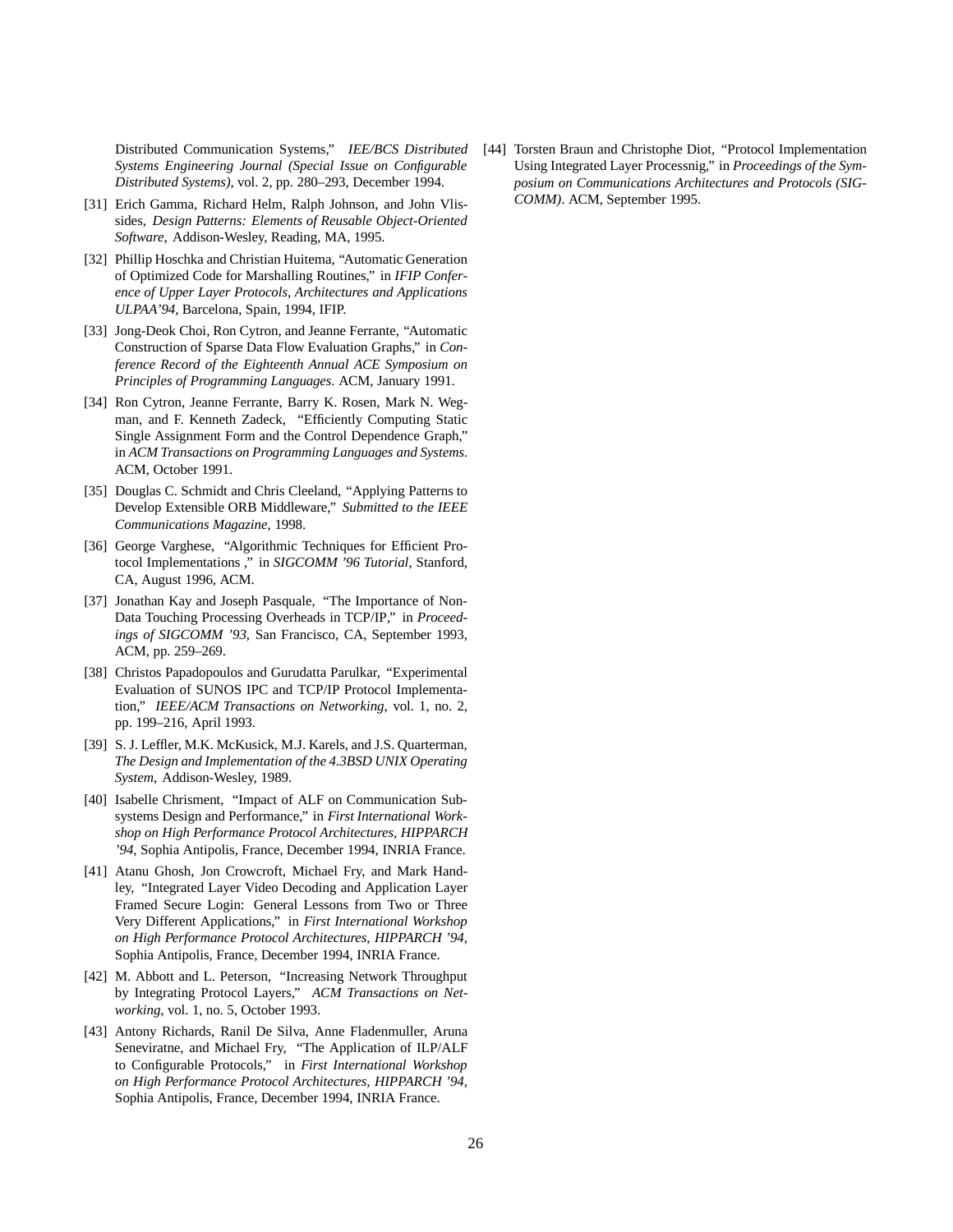Distributed Communication Systems," *IEE/BCS Distributed Systems Engineering Journal (Special Issue on Configurable Distributed Systems)*, vol. 2, pp. 280–293, December 1994.

[31] Erich Gamma, Richard Helm, Ralph Johnson, and John Vlissides, *Design Patterns: Elements of Reusable Object-Oriented Software*, Addison-Wesley, Reading, MA, 1995.

[32] Phillip Hoschka and Christian Huitema, "Automatic Generation of Optimized Code for Marshalling Routines," in *IFIP Conference of Upper Layer Protocols, Architectures and Applications ULPAA'94*, Barcelona, Spain, 1994, IFIP.

[33] Jong-Deok Choi, Ron Cytron, and Jeanne Ferrante, "Automatic Construction of Sparse Data Flow Evaluation Graphs," in *Conference Record of the Eighteenth Annual ACE Symposium on Principles of Programming Languages*. ACM, January 1991.

[34] Ron Cytron, Jeanne Ferrante, Barry K. Rosen, Mark N. Wegman, and F. Kenneth Zadeck, "Efficiently Computing Static Single Assignment Form and the Control Dependence Graph," in *ACM Transactions on Programming Languages and Systems*. ACM, October 1991.

[35] Douglas C. Schmidt and Chris Cleeland, "Applying Patterns to Develop Extensible ORB Middleware," *Submitted to the IEEE Communications Magazine*, 1998.

[36] George Varghese, "Algorithmic Techniques for Efficient Protocol Implementations ," in *SIGCOMM '96 Tutorial*, Stanford, CA, August 1996, ACM.

[37] Jonathan Kay and Joseph Pasquale, "The Importance of Non-Data Touching Processing Overheads in TCP/IP," in *Proceedings of SIGCOMM '93*, San Francisco, CA, September 1993, ACM, pp. 259–269.

[38] Christos Papadopoulos and Gurudatta Parulkar, "Experimental Evaluation of SUNOS IPC and TCP/IP Protocol Implementation," *IEEE/ACM Transactions on Networking*, vol. 1, no. 2, pp. 199–216, April 1993.

[39] S. J. Leffler, M.K. McKusick, M.J. Karels, and J.S. Quarterman, *The Design and Implementation of the 4.3BSD UNIX Operating System*, Addison-Wesley, 1989.

[40] Isabelle Chrisment, "Impact of ALF on Communication Subsystems Design and Performance," in *First International Workshop on High Performance Protocol Architectures, HIPPARCH '94*, Sophia Antipolis, France, December 1994, INRIA France.

[41] Atanu Ghosh, Jon Crowcroft, Michael Fry, and Mark Handley, "Integrated Layer Video Decoding and Application Layer Framed Secure Login: General Lessons from Two or Three Very Different Applications," in *First International Workshop on High Performance Protocol Architectures, HIPPARCH '94*, Sophia Antipolis, France, December 1994, INRIA France.

[42] M. Abbott and L. Peterson, "Increasing Network Throughput by Integrating Protocol Layers," *ACM Transactions on Networking*, vol. 1, no. 5, October 1993.

[43] Antony Richards, Ranil De Silva, Anne Fladenmuller, Aruna Seneviratne, and Michael Fry, "The Application of ILP/ALF to Configurable Protocols," in *First International Workshop on High Performance Protocol Architectures, HIPPARCH '94*, Sophia Antipolis, France, December 1994, INRIA France.

[44] Torsten Braun and Christophe Diot, "Protocol Implementation Using Integrated Layer Processnig," in *Proceedings of the Symposium on Communications Architectures and Protocols (SIGCOMM)*. ACM, September 1995.